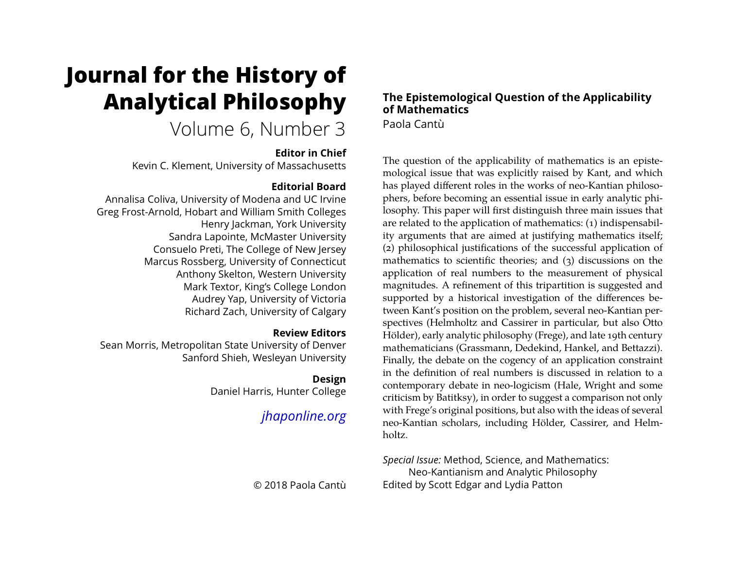# Journal for the History of Analytical Philosophy

Volume 6, Number 3

**Editor in Chief**

Kevin C. Klement, University of Massachusetts

**Editorial Board**

Annalisa Coliva, University of Modena and UC Irvine
Greg Frost-Arnold, Hobart and William Smith Colleges
Henry Jackman, York University
Sandra Lapointe, McMaster University
Consuelo Preti, The College of New Jersey
Marcus Rossberg, University of Connecticut
Anthony Skelton, Western University
Mark Textor, King's College London
Audrey Yap, University of Victoria
Richard Zach, University of Calgary

**Review Editors**

Sean Morris, Metropolitan State University of Denver
Sanford Shieh, Wesleyan University

**Design**

Daniel Harris, Hunter College

*jhaponline.org*

© 2018 Paola Cantù

## The Epistemological Question of the Applicability of Mathematics

Paola Cantù

The question of the applicability of mathematics is an epistemological issue that was explicitly raised by Kant, and which has played different roles in the works of neo-Kantian philosophers, before becoming an essential issue in early analytic philosophy. This paper will first distinguish three main issues that are related to the application of mathematics: (1) indispensability arguments that are aimed at justifying mathematics itself; (2) philosophical justifications of the successful application of mathematics to scientific theories; and (3) discussions on the application of real numbers to the measurement of physical magnitudes. A refinement of this tripartition is suggested and supported by a historical investigation of the differences between Kant's position on the problem, several neo-Kantian perspectives (Helmholtz and Cassirer in particular, but also Otto Hölder), early analytic philosophy (Frege), and late 19th century mathematicians (Grassmann, Dedekind, Hankel, and Bettazzi). Finally, the debate on the cogency of an application constraint in the definition of real numbers is discussed in relation to a contemporary debate in neo-logicism (Hale, Wright and some criticism by Batitksy), in order to suggest a comparison not only with Frege's original positions, but also with the ideas of several neo-Kantian scholars, including Hölder, Cassirer, and Helmholtz.

*Special Issue:* Method, Science, and Mathematics: Neo-Kantianism and Analytic Philosophy
Edited by Scott Edgar and Lydia Patton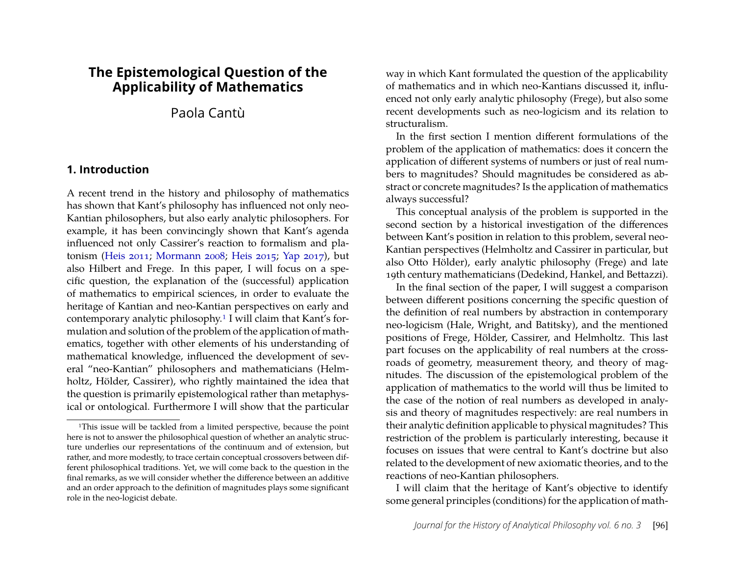# The Epistemological Question of the Applicability of Mathematics

Paola Cantù

## 1. Introduction

A recent trend in the history and philosophy of mathematics has shown that Kant's philosophy has influenced not only neo-Kantian philosophers, but also early analytic philosophers. For example, it has been convincingly shown that Kant's agenda influenced not only Cassirer's reaction to formalism and platonism (Heis 2011; Mormann 2008; Heis 2015; Yap 2017), but also Hilbert and Frege. In this paper, I will focus on a specific question, the explanation of the (successful) application of mathematics to empirical sciences, in order to evaluate the heritage of Kantian and neo-Kantian perspectives on early and contemporary analytic philosophy.[1] I will claim that Kant's formulation and solution of the problem of the application of mathematics, together with other elements of his understanding of mathematical knowledge, influenced the development of several "neo-Kantian" philosophers and mathematicians (Helmholtz, Hölder, Cassirer), who rightly maintained the idea that the question is primarily epistemological rather than metaphysical or ontological. Furthermore I will show that the particular way in which Kant formulated the question of the applicability of mathematics and in which neo-Kantians discussed it, influenced not only early analytic philosophy (Frege), but also some recent developments such as neo-logicism and its relation to structuralism.

In the first section I mention different formulations of the problem of the application of mathematics: does it concern the application of different systems of numbers or just of real numbers to magnitudes? Should magnitudes be considered as abstract or concrete magnitudes? Is the application of mathematics always successful?

This conceptual analysis of the problem is supported in the second section by a historical investigation of the differences between Kant's position in relation to this problem, several neo-Kantian perspectives (Helmholtz and Cassirer in particular, but also Otto Hölder), early analytic philosophy (Frege) and late 19th century mathematicians (Dedekind, Hankel, and Bettazzi).

In the final section of the paper, I will suggest a comparison between different positions concerning the specific question of the definition of real numbers by abstraction in contemporary neo-logicism (Hale, Wright, and Batitsky), and the mentioned positions of Frege, Hölder, Cassirer, and Helmholtz. This last part focuses on the applicability of real numbers at the crossroads of geometry, measurement theory, and theory of magnitudes. The discussion of the epistemological problem of the application of mathematics to the world will thus be limited to the case of the notion of real numbers as developed in analysis and theory of magnitudes respectively: are real numbers in their analytic definition applicable to physical magnitudes? This restriction of the problem is particularly interesting, because it focuses on issues that were central to Kant's doctrine but also related to the development of new axiomatic theories, and to the reactions of neo-Kantian philosophers.

I will claim that the heritage of Kant's objective to identify some general principles (conditions) for the application of math-

[1] This issue will be tackled from a limited perspective, because the point here is not to answer the philosophical question of whether an analytic structure underlies our representations of the continuum and of extension, but rather, and more modestly, to trace certain conceptual crossovers between different philosophical traditions. Yet, we will come back to the question in the final remarks, as we will consider whether the difference between an additive and an order approach to the definition of magnitudes plays some significant role in the neo-logicist debate.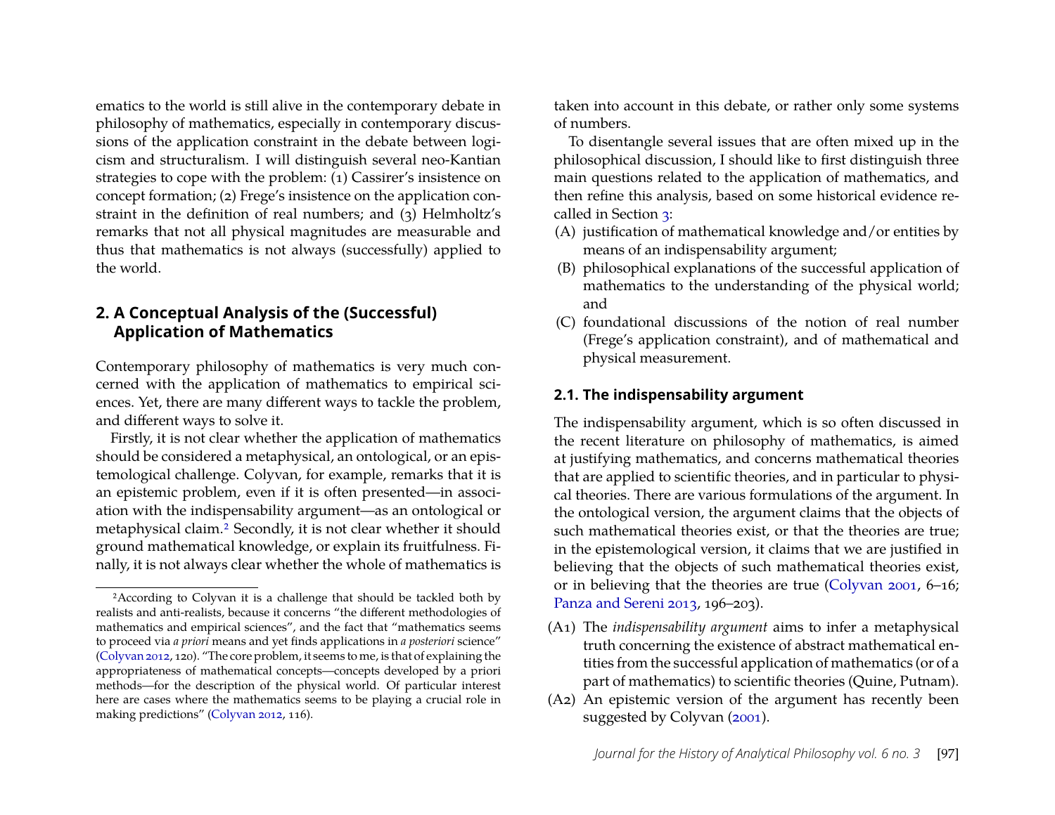ematics to the world is still alive in the contemporary debate in philosophy of mathematics, especially in contemporary discussions of the application constraint in the debate between logicism and structuralism. I will distinguish several neo-Kantian strategies to cope with the problem: (1) Cassirer's insistence on concept formation; (2) Frege's insistence on the application constraint in the definition of real numbers; and (3) Helmholtz's remarks that not all physical magnitudes are measurable and thus that mathematics is not always (successfully) applied to the world.

## 2. A Conceptual Analysis of the (Successful) Application of Mathematics

Contemporary philosophy of mathematics is very much concerned with the application of mathematics to empirical sciences. Yet, there are many different ways to tackle the problem, and different ways to solve it.

Firstly, it is not clear whether the application of mathematics should be considered a metaphysical, an ontological, or an epistemological challenge. Colyvan, for example, remarks that it is an epistemic problem, even if it is often presented—in association with the indispensability argument—as an ontological or metaphysical claim.[2] Secondly, it is not clear whether it should ground mathematical knowledge, or explain its fruitfulness. Finally, it is not always clear whether the whole of mathematics is taken into account in this debate, or rather only some systems of numbers.

To disentangle several issues that are often mixed up in the philosophical discussion, I should like to first distinguish three main questions related to the application of mathematics, and then refine this analysis, based on some historical evidence recalled in Section 3:

(A) justification of mathematical knowledge and/or entities by means of an indispensability argument;

(B) philosophical explanations of the successful application of mathematics to the understanding of the physical world; and

(C) foundational discussions of the notion of real number (Frege's application constraint), and of mathematical and physical measurement.

### 2.1. The indispensability argument

The indispensability argument, which is so often discussed in the recent literature on philosophy of mathematics, is aimed at justifying mathematics, and concerns mathematical theories that are applied to scientific theories, and in particular to physical theories. There are various formulations of the argument. In the ontological version, the argument claims that the objects of such mathematical theories exist, or that the theories are true; in the epistemological version, it claims that we are justified in believing that the objects of such mathematical theories exist, or in believing that the theories are true (Colyvan 2001, 6–16; Panza and Sereni 2013, 196–203).

(A1) The *indispensability argument* aims to infer a metaphysical truth concerning the existence of abstract mathematical entities from the successful application of mathematics (or of a part of mathematics) to scientific theories (Quine, Putnam).

(A2) An epistemic version of the argument has recently been suggested by Colyvan (2001).

[2] According to Colyvan it is a challenge that should be tackled both by realists and anti-realists, because it concerns "the different methodologies of mathematics and empirical sciences", and the fact that "mathematics seems to proceed via *a priori* means and yet finds applications in *a posteriori* science" (Colyvan 2012, 120). "The core problem, it seems to me, is that of explaining the appropriateness of mathematical concepts—concepts developed by a priori methods—for the description of the physical world. Of particular interest here are cases where the mathematics seems to be playing a crucial role in making predictions" (Colyvan 2012, 116).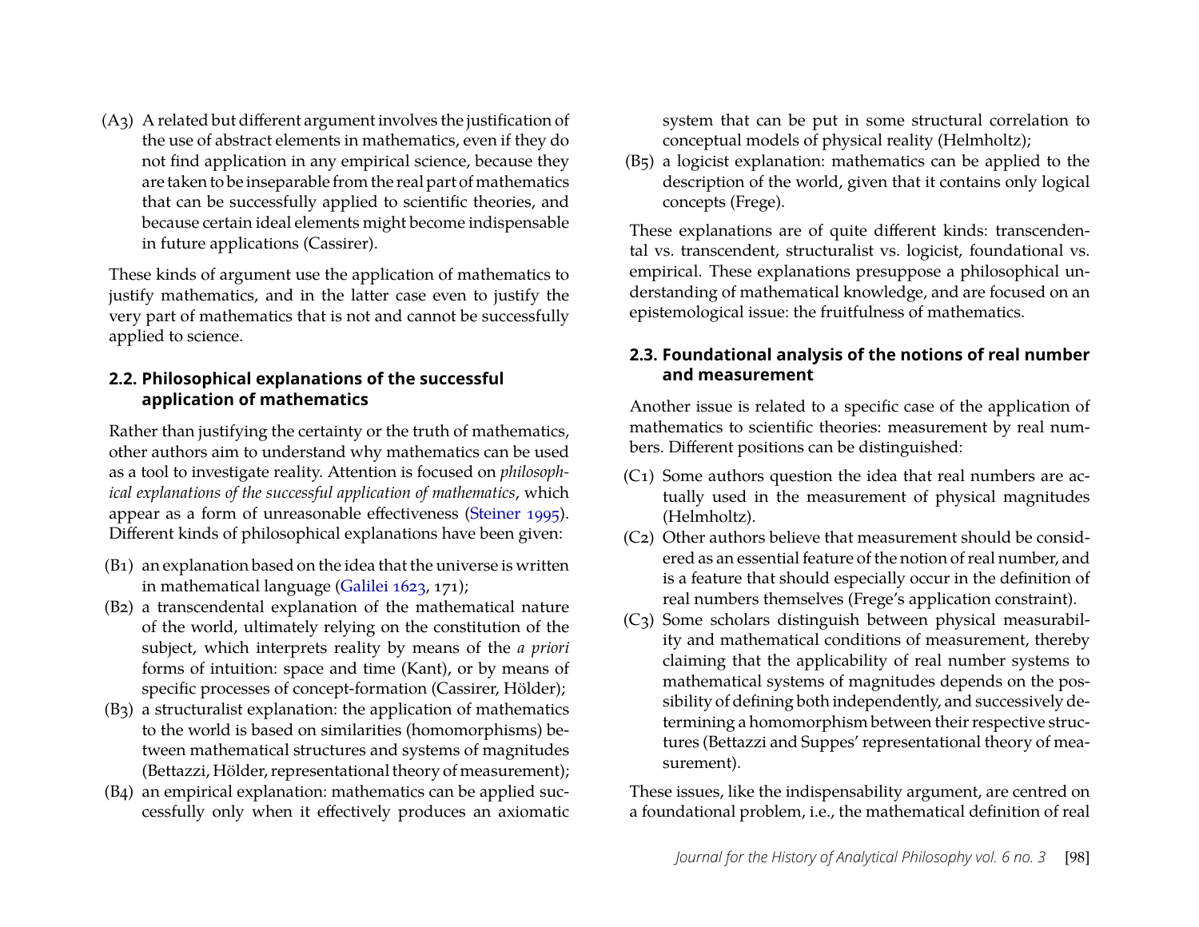(A3) A related but different argument involves the justification of the use of abstract elements in mathematics, even if they do not find application in any empirical science, because they are taken to be inseparable from the real part of mathematics that can be successfully applied to scientific theories, and because certain ideal elements might become indispensable in future applications (Cassirer).

These kinds of argument use the application of mathematics to justify mathematics, and in the latter case even to justify the very part of mathematics that is not and cannot be successfully applied to science.

## 2.2. Philosophical explanations of the successful application of mathematics

Rather than justifying the certainty or the truth of mathematics, other authors aim to understand why mathematics can be used as a tool to investigate reality. Attention is focused on *philosophical explanations of the successful application of mathematics*, which appear as a form of unreasonable effectiveness (Steiner 1995). Different kinds of philosophical explanations have been given:

(B1) an explanation based on the idea that the universe is written in mathematical language (Galilei 1623, 171);

(B2) a transcendental explanation of the mathematical nature of the world, ultimately relying on the constitution of the subject, which interprets reality by means of the *a priori* forms of intuition: space and time (Kant), or by means of specific processes of concept-formation (Cassirer, Hölder);

(B3) a structuralist explanation: the application of mathematics to the world is based on similarities (homomorphisms) between mathematical structures and systems of magnitudes (Bettazzi, Hölder, representational theory of measurement);

(B4) an empirical explanation: mathematics can be applied successfully only when it effectively produces an axiomatic system that can be put in some structural correlation to conceptual models of physical reality (Helmholtz);

(B5) a logicist explanation: mathematics can be applied to the description of the world, given that it contains only logical concepts (Frege).

These explanations are of quite different kinds: transcendental vs. transcendent, structuralist vs. logicist, foundational vs. empirical. These explanations presuppose a philosophical understanding of mathematical knowledge, and are focused on an epistemological issue: the fruitfulness of mathematics.

## 2.3. Foundational analysis of the notions of real number and measurement

Another issue is related to a specific case of the application of mathematics to scientific theories: measurement by real numbers. Different positions can be distinguished:

(C1) Some authors question the idea that real numbers are actually used in the measurement of physical magnitudes (Helmholtz).

(C2) Other authors believe that measurement should be considered as an essential feature of the notion of real number, and is a feature that should especially occur in the definition of real numbers themselves (Frege's application constraint).

(C3) Some scholars distinguish between physical measurability and mathematical conditions of measurement, thereby claiming that the applicability of real number systems to mathematical systems of magnitudes depends on the possibility of defining both independently, and successively determining a homomorphism between their respective structures (Bettazzi and Suppes' representational theory of measurement).

These issues, like the indispensability argument, are centred on a foundational problem, i.e., the mathematical definition of real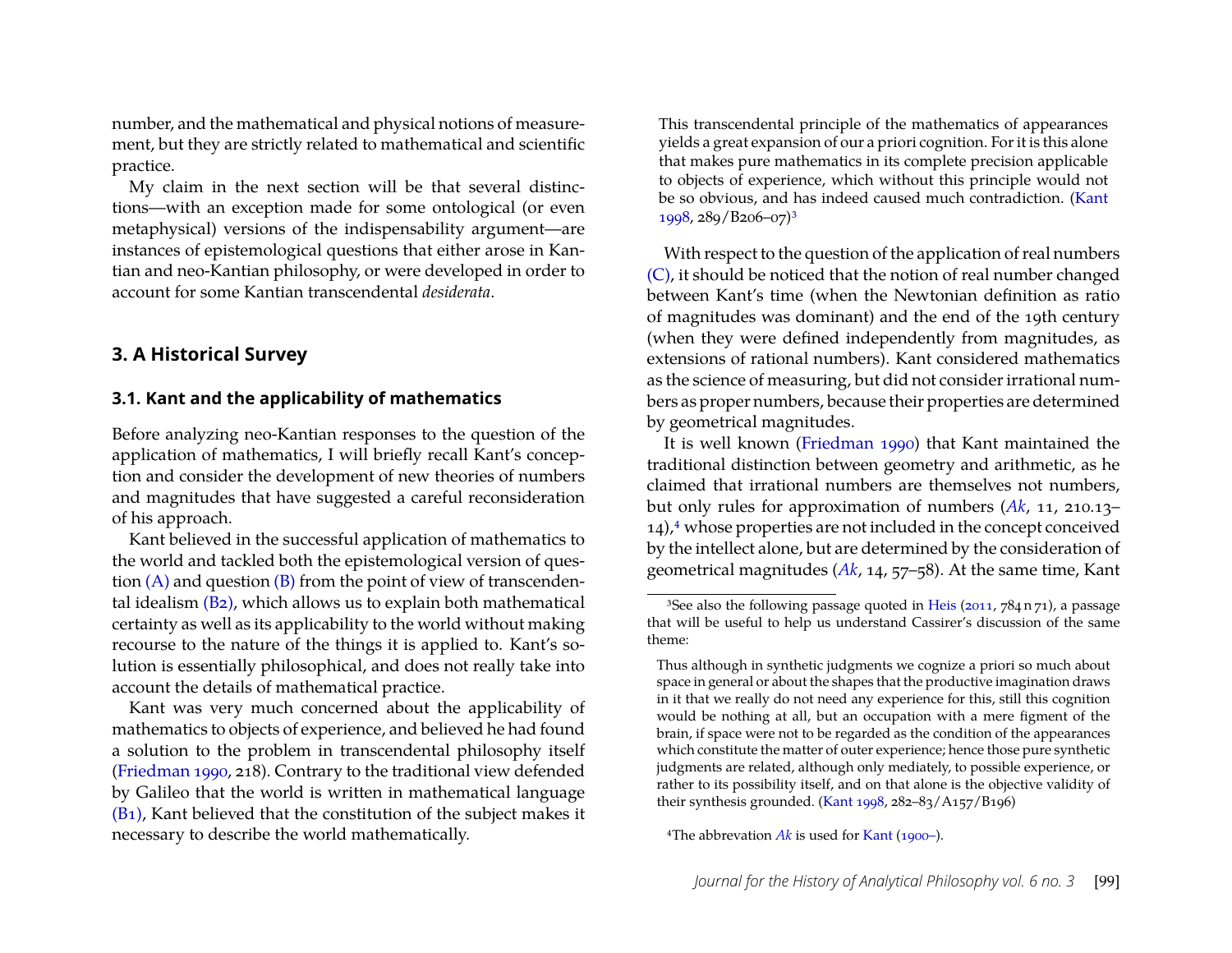number, and the mathematical and physical notions of measurement, but they are strictly related to mathematical and scientific practice.

My claim in the next section will be that several distinctions—with an exception made for some ontological (or even metaphysical) versions of the indispensability argument—are instances of epistemological questions that either arose in Kantian and neo-Kantian philosophy, or were developed in order to account for some Kantian transcendental *desiderata*.

## 3. A Historical Survey

### 3.1. Kant and the applicability of mathematics

Before analyzing neo-Kantian responses to the question of the application of mathematics, I will briefly recall Kant's conception and consider the development of new theories of numbers and magnitudes that have suggested a careful reconsideration of his approach.

Kant believed in the successful application of mathematics to the world and tackled both the epistemological version of question (A) and question (B) from the point of view of transcendental idealism (B2), which allows us to explain both mathematical certainty as well as its applicability to the world without making recourse to the nature of the things it is applied to. Kant's solution is essentially philosophical, and does not really take into account the details of mathematical practice.

Kant was very much concerned about the applicability of mathematics to objects of experience, and believed he had found a solution to the problem in transcendental philosophy itself (Friedman 1990, 218). Contrary to the traditional view defended by Galileo that the world is written in mathematical language (B1), Kant believed that the constitution of the subject makes it necessary to describe the world mathematically.

> This transcendental principle of the mathematics of appearances yields a great expansion of our a priori cognition. For it is this alone that makes pure mathematics in its complete precision applicable to objects of experience, which without this principle would not be so obvious, and has indeed caused much contradiction. (Kant 1998, 289/B206–07)[3]

With respect to the question of the application of real numbers (C), it should be noticed that the notion of real number changed between Kant's time (when the Newtonian definition as ratio of magnitudes was dominant) and the end of the 19th century (when they were defined independently from magnitudes, as extensions of rational numbers). Kant considered mathematics as the science of measuring, but did not consider irrational numbers as proper numbers, because their properties are determined by geometrical magnitudes.

It is well known (Friedman 1990) that Kant maintained the traditional distinction between geometry and arithmetic, as he claimed that irrational numbers are themselves not numbers, but only rules for approximation of numbers (*Ak*, 11, 210.13–14),[4] whose properties are not included in the concept conceived by the intellect alone, but are determined by the consideration of geometrical magnitudes (*Ak*, 14, 57–58). At the same time, Kant

[3] See also the following passage quoted in Heis (2011, 784 n 71), a passage that will be useful to help us understand Cassirer's discussion of the same theme:

> Thus although in synthetic judgments we cognize a priori so much about space in general or about the shapes that the productive imagination draws in it that we really do not need any experience for this, still this cognition would be nothing at all, but an occupation with a mere figment of the brain, if space were not to be regarded as the condition of the appearances which constitute the matter of outer experience; hence those pure synthetic judgments are related, although only mediately, to possible experience, or rather to its possibility itself, and on that alone is the objective validity of their synthesis grounded. (Kant 1998, 282–83/A157/B196)

[4] The abbreviation *Ak* is used for Kant (1900–).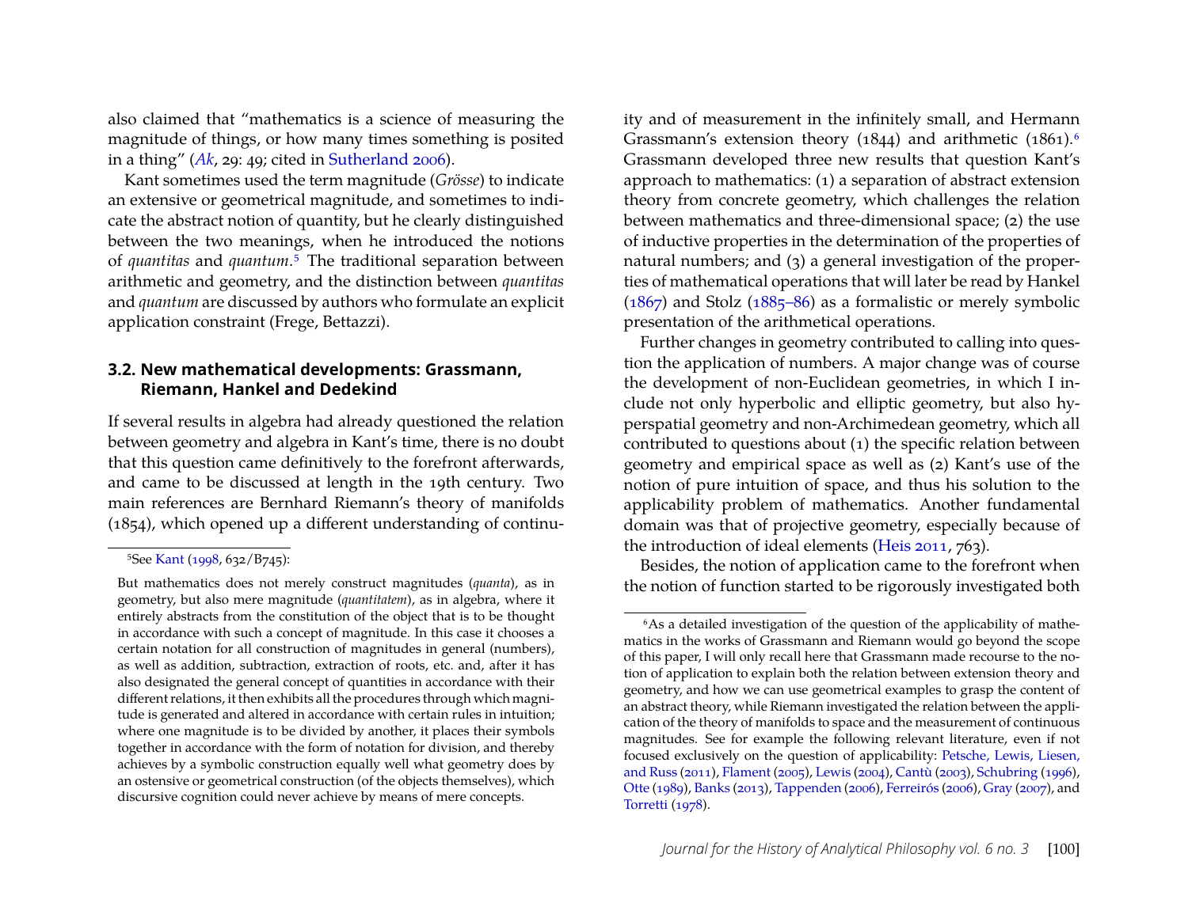also claimed that "mathematics is a science of measuring the magnitude of things, or how many times something is posited in a thing" (*Ak*, 29: 49; cited in Sutherland 2006).

Kant sometimes used the term magnitude (*Grösse*) to indicate an extensive or geometrical magnitude, and sometimes to indicate the abstract notion of quantity, but he clearly distinguished between the two meanings, when he introduced the notions of *quantitas* and *quantum*.[5] The traditional separation between arithmetic and geometry, and the distinction between *quantitas* and *quantum* are discussed by authors who formulate an explicit application constraint (Frege, Bettazzi).

### 3.2. New mathematical developments: Grassmann, Riemann, Hankel and Dedekind

If several results in algebra had already questioned the relation between geometry and algebra in Kant's time, there is no doubt that this question came definitively to the forefront afterwards, and came to be discussed at length in the 19th century. Two main references are Bernhard Riemann's theory of manifolds (1854), which opened up a different understanding of continuity and of measurement in the infinitely small, and Hermann Grassmann's extension theory (1844) and arithmetic (1861).[6] Grassmann developed three new results that question Kant's approach to mathematics: (1) a separation of abstract extension theory from concrete geometry, which challenges the relation between mathematics and three-dimensional space; (2) the use of inductive properties in the determination of the properties of natural numbers; and (3) a general investigation of the properties of mathematical operations that will later be read by Hankel (1867) and Stolz (1885–86) as a formalistic or merely symbolic presentation of the arithmetical operations.

Further changes in geometry contributed to calling into question the application of numbers. A major change was of course the development of non-Euclidean geometries, in which I include not only hyperbolic and elliptic geometry, but also hyperspatial geometry and non-Archimedean geometry, which all contributed to questions about (1) the specific relation between geometry and empirical space as well as (2) Kant's use of the notion of pure intuition of space, and thus his solution to the applicability problem of mathematics. Another fundamental domain was that of projective geometry, especially because of the introduction of ideal elements (Heis 2011, 763).

Besides, the notion of application came to the forefront when the notion of function started to be rigorously investigated both

---

[5] See Kant (1998, 632/B745):

> But mathematics does not merely construct magnitudes (*quanta*), as in geometry, but also mere magnitude (*quantitatem*), as in algebra, where it entirely abstracts from the constitution of the object that is to be thought in accordance with such a concept of magnitude. In this case it chooses a certain notation for all construction of magnitudes in general (numbers), as well as addition, subtraction, extraction of roots, etc. and, after it has also designated the general concept of quantities in accordance with their different relations, it then exhibits all the procedures through which magnitude is generated and altered in accordance with certain rules in intuition; where one magnitude is to be divided by another, it places their symbols together in accordance with the form of notation for division, and thereby achieves by a symbolic construction equally well what geometry does by an ostensive or geometrical construction (of the objects themselves), which discursive cognition could never achieve by means of mere concepts.

[6] As a detailed investigation of the question of the applicability of mathematics in the works of Grassmann and Riemann would go beyond the scope of this paper, I will only recall here that Grassmann made recourse to the notion of application to explain both the relation between extension theory and geometry, and how we can use geometrical examples to grasp the content of an abstract theory, while Riemann investigated the relation between the application of the theory of manifolds to space and the measurement of continuous magnitudes. See for example the following relevant literature, even if not focused exclusively on the question of applicability: Petsche, Lewis, Liesen, and Russ (2011), Flament (2005), Lewis (2004), Cantù (2003), Schubring (1996), Otte (1989), Banks (2013), Tappenden (2006), Ferreirós (2006), Gray (2007), and Torretti (1978).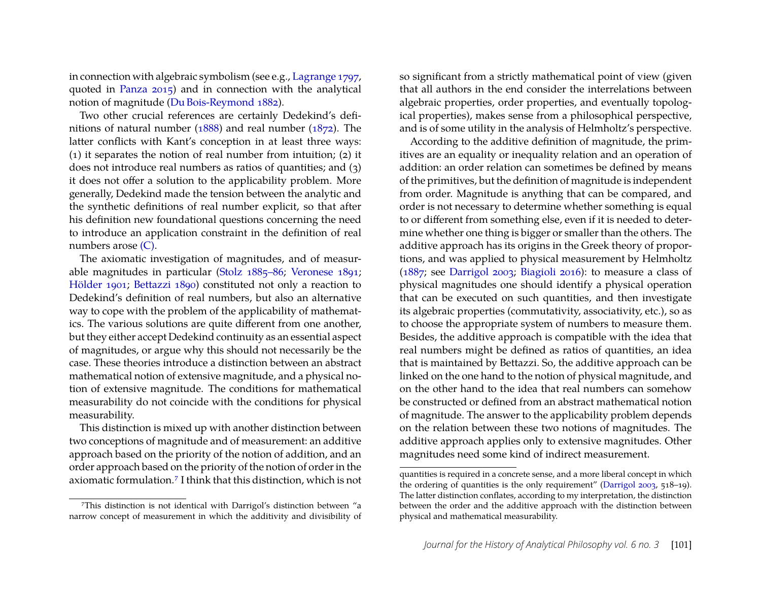in connection with algebraic symbolism (see e.g., Lagrange 1797, quoted in Panza 2015) and in connection with the analytical notion of magnitude (Du Bois-Reymond 1882).

Two other crucial references are certainly Dedekind's definitions of natural number (1888) and real number (1872). The latter conflicts with Kant's conception in at least three ways: (1) it separates the notion of real number from intuition; (2) it does not introduce real numbers as ratios of quantities; and (3) it does not offer a solution to the applicability problem. More generally, Dedekind made the tension between the analytic and the synthetic definitions of real number explicit, so that after his definition new foundational questions concerning the need to introduce an application constraint in the definition of real numbers arose (C).

The axiomatic investigation of magnitudes, and of measurable magnitudes in particular (Stolz 1885–86; Veronese 1891; Hölder 1901; Bettazzi 1890) constituted not only a reaction to Dedekind's definition of real numbers, but also an alternative way to cope with the problem of the applicability of mathematics. The various solutions are quite different from one another, but they either accept Dedekind continuity as an essential aspect of magnitudes, or argue why this should not necessarily be the case. These theories introduce a distinction between an abstract mathematical notion of extensive magnitude, and a physical notion of extensive magnitude. The conditions for mathematical measurability do not coincide with the conditions for physical measurability.

This distinction is mixed up with another distinction between two conceptions of magnitude and of measurement: an additive approach based on the priority of the notion of addition, and an order approach based on the priority of the notion of order in the axiomatic formulation.[7] I think that this distinction, which is not so significant from a strictly mathematical point of view (given that all authors in the end consider the interrelations between algebraic properties, order properties, and eventually topological properties), makes sense from a philosophical perspective, and is of some utility in the analysis of Helmholtz's perspective.

According to the additive definition of magnitude, the primitives are an equality or inequality relation and an operation of addition: an order relation can sometimes be defined by means of the primitives, but the definition of magnitude is independent from order. Magnitude is anything that can be compared, and order is not necessary to determine whether something is equal to or different from something else, even if it is needed to determine whether one thing is bigger or smaller than the others. The additive approach has its origins in the Greek theory of proportions, and was applied to physical measurement by Helmholtz (1887; see Darrigol 2003; Biagioli 2016): to measure a class of physical magnitudes one should identify a physical operation that can be executed on such quantities, and then investigate its algebraic properties (commutativity, associativity, etc.), so as to choose the appropriate system of numbers to measure them. Besides, the additive approach is compatible with the idea that real numbers might be defined as ratios of quantities, an idea that is maintained by Bettazzi. So, the additive approach can be linked on the one hand to the notion of physical magnitude, and on the other hand to the idea that real numbers can somehow be constructed or defined from an abstract mathematical notion of magnitude. The answer to the applicability problem depends on the relation between these two notions of magnitudes. The additive approach applies only to extensive magnitudes. Other magnitudes need some kind of indirect measurement.

---

[7] This distinction is not identical with Darrigol's distinction between "a narrow concept of measurement in which the additivity and divisibility of quantities is required in a concrete sense, and a more liberal concept in which the ordering of quantities is the only requirement" (Darrigol 2003, 518–19). The latter distinction conflates, according to my interpretation, the distinction between the order and the additive approach with the distinction between physical and mathematical measurability.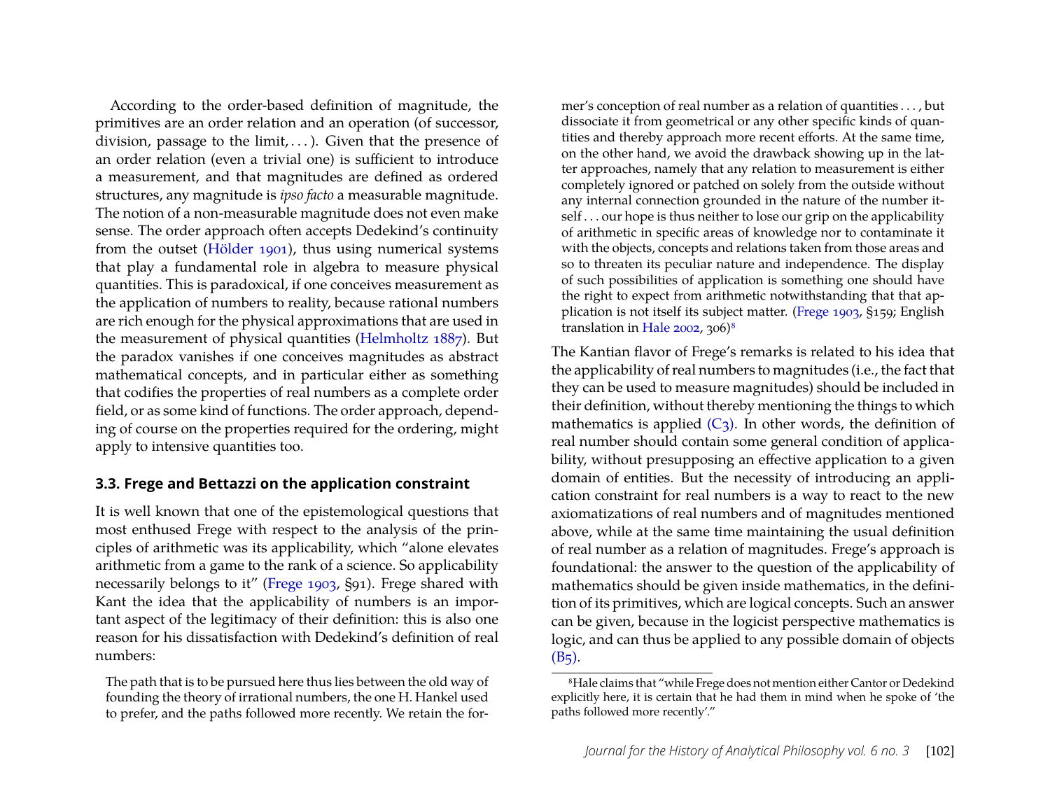According to the order-based definition of magnitude, the primitives are an order relation and an operation (of successor, division, passage to the limit, . . . ). Given that the presence of an order relation (even a trivial one) is sufficient to introduce a measurement, and that magnitudes are defined as ordered structures, any magnitude is *ipso facto* a measurable magnitude. The notion of a non-measurable magnitude does not even make sense. The order approach often accepts Dedekind's continuity from the outset (Hölder 1901), thus using numerical systems that play a fundamental role in algebra to measure physical quantities. This is paradoxical, if one conceives measurement as the application of numbers to reality, because rational numbers are rich enough for the physical approximations that are used in the measurement of physical quantities (Helmholtz 1887). But the paradox vanishes if one conceives magnitudes as abstract mathematical concepts, and in particular either as something that codifies the properties of real numbers as a complete order field, or as some kind of functions. The order approach, depending of course on the properties required for the ordering, might apply to intensive quantities too.

### 3.3. Frege and Bettazzi on the application constraint

It is well known that one of the epistemological questions that most enthused Frege with respect to the analysis of the principles of arithmetic was its applicability, which "alone elevates arithmetic from a game to the rank of a science. So applicability necessarily belongs to it" (Frege 1903, §91). Frege shared with Kant the idea that the applicability of numbers is an important aspect of the legitimacy of their definition: this is also one reason for his dissatisfaction with Dedekind's definition of real numbers:

> The path that is to be pursued here thus lies between the old way of founding the theory of irrational numbers, the one H. Hankel used to prefer, and the paths followed more recently. We retain the former's conception of real number as a relation of quantities . . . , but dissociate it from geometrical or any other specific kinds of quantities and thereby approach more recent efforts. At the same time, on the other hand, we avoid the drawback showing up in the latter approaches, namely that any relation to measurement is either completely ignored or patched on solely from the outside without any internal connection grounded in the nature of the number itself . . . our hope is thus neither to lose our grip on the applicability of arithmetic in specific areas of knowledge nor to contaminate it with the objects, concepts and relations taken from those areas and so to threaten its peculiar nature and independence. The display of such possibilities of application is something one should have the right to expect from arithmetic notwithstanding that that application is not itself its subject matter. (Frege 1903, §159; English translation in Hale 2002, 306)[8]

The Kantian flavor of Frege's remarks is related to his idea that the applicability of real numbers to magnitudes (i.e., the fact that they can be used to measure magnitudes) should be included in their definition, without thereby mentioning the things to which mathematics is applied (C3). In other words, the definition of real number should contain some general condition of applicability, without presupposing an effective application to a given domain of entities. But the necessity of introducing an application constraint for real numbers is a way to react to the new axiomatizations of real numbers and of magnitudes mentioned above, while at the same time maintaining the usual definition of real number as a relation of magnitudes. Frege's approach is foundational: the answer to the question of the applicability of mathematics should be given inside mathematics, in the definition of its primitives, which are logical concepts. Such an answer can be given, because in the logicist perspective mathematics is logic, and can thus be applied to any possible domain of objects (B5).

[8] Hale claims that "while Frege does not mention either Cantor or Dedekind explicitly here, it is certain that he had them in mind when he spoke of 'the paths followed more recently'."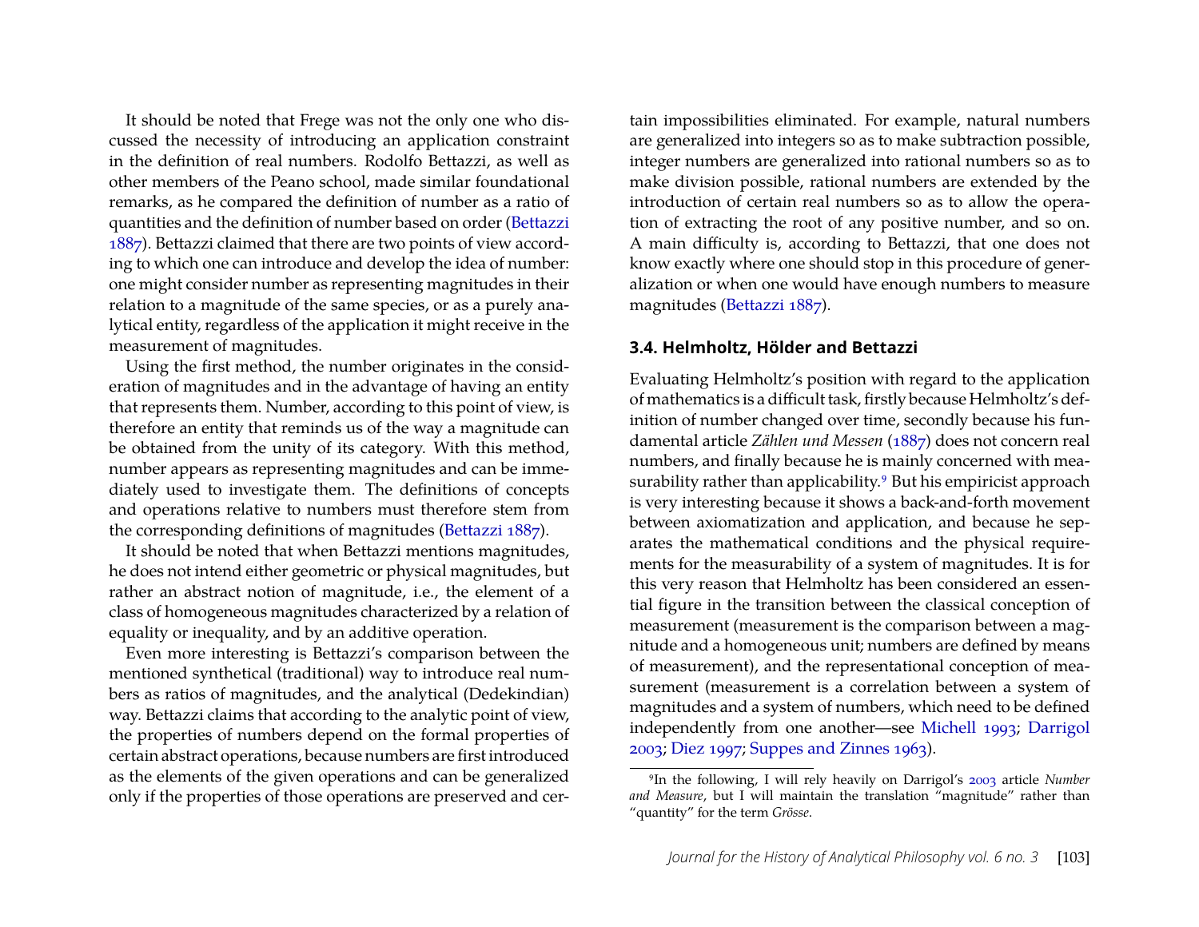It should be noted that Frege was not the only one who discussed the necessity of introducing an application constraint in the definition of real numbers. Rodolfo Bettazzi, as well as other members of the Peano school, made similar foundational remarks, as he compared the definition of number as a ratio of quantities and the definition of number based on order (Bettazzi 1887). Bettazzi claimed that there are two points of view according to which one can introduce and develop the idea of number: one might consider number as representing magnitudes in their relation to a magnitude of the same species, or as a purely analytical entity, regardless of the application it might receive in the measurement of magnitudes.

Using the first method, the number originates in the consideration of magnitudes and in the advantage of having an entity that represents them. Number, according to this point of view, is therefore an entity that reminds us of the way a magnitude can be obtained from the unity of its category. With this method, number appears as representing magnitudes and can be immediately used to investigate them. The definitions of concepts and operations relative to numbers must therefore stem from the corresponding definitions of magnitudes (Bettazzi 1887).

It should be noted that when Bettazzi mentions magnitudes, he does not intend either geometric or physical magnitudes, but rather an abstract notion of magnitude, i.e., the element of a class of homogeneous magnitudes characterized by a relation of equality or inequality, and by an additive operation.

Even more interesting is Bettazzi's comparison between the mentioned synthetical (traditional) way to introduce real numbers as ratios of magnitudes, and the analytical (Dedekindian) way. Bettazzi claims that according to the analytic point of view, the properties of numbers depend on the formal properties of certain abstract operations, because numbers are first introduced as the elements of the given operations and can be generalized only if the properties of those operations are preserved and certain impossibilities eliminated. For example, natural numbers are generalized into integers so as to make subtraction possible, integer numbers are generalized into rational numbers so as to make division possible, rational numbers are extended by the introduction of certain real numbers so as to allow the operation of extracting the root of any positive number, and so on. A main difficulty is, according to Bettazzi, that one does not know exactly where one should stop in this procedure of generalization or when one would have enough numbers to measure magnitudes (Bettazzi 1887).

### 3.4. Helmholtz, Hölder and Bettazzi

Evaluating Helmholtz's position with regard to the application of mathematics is a difficult task, firstly because Helmholtz's definition of number changed over time, secondly because his fundamental article *Zählen und Messen* (1887) does not concern real numbers, and finally because he is mainly concerned with measurability rather than applicability.[9] But his empiricist approach is very interesting because it shows a back-and-forth movement between axiomatization and application, and because he separates the mathematical conditions and the physical requirements for the measurability of a system of magnitudes. It is for this very reason that Helmholtz has been considered an essential figure in the transition between the classical conception of measurement (measurement is the comparison between a magnitude and a homogeneous unit; numbers are defined by means of measurement), and the representational conception of measurement (measurement is a correlation between a system of magnitudes and a system of numbers, which need to be defined independently from one another—see Michell 1993; Darrigol 2003; Diez 1997; Suppes and Zinnes 1963).

[9] In the following, I will rely heavily on Darrigol's 2003 article *Number and Measure*, but I will maintain the translation "magnitude" rather than "quantity" for the term *Grösse*.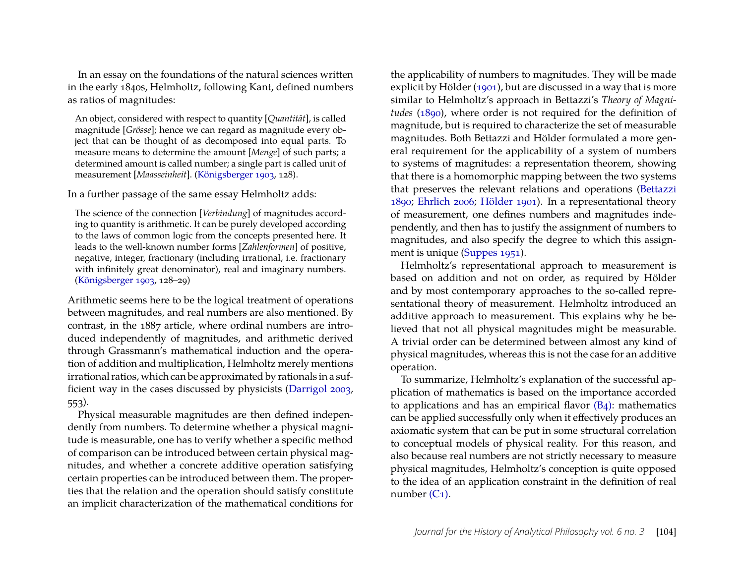In an essay on the foundations of the natural sciences written in the early 1840s, Helmholtz, following Kant, defined numbers as ratios of magnitudes:

> An object, considered with respect to quantity [*Quantität*], is called magnitude [*Grösse*]; hence we can regard as magnitude every object that can be thought of as decomposed into equal parts. To measure means to determine the amount [*Menge*] of such parts; a determined amount is called number; a single part is called unit of measurement [*Maasseinheit*]. (Königsberger 1903, 128).

In a further passage of the same essay Helmholtz adds:

> The science of the connection [*Verbindung*] of magnitudes according to quantity is arithmetic. It can be purely developed according to the laws of common logic from the concepts presented here. It leads to the well-known number forms [*Zahlenformen*] of positive, negative, integer, fractionary (including irrational, i.e. fractionary with infinitely great denominator), real and imaginary numbers. (Königsberger 1903, 128–29)

Arithmetic seems here to be the logical treatment of operations between magnitudes, and real numbers are also mentioned. By contrast, in the 1887 article, where ordinal numbers are introduced independently of magnitudes, and arithmetic derived through Grassmann's mathematical induction and the operation of addition and multiplication, Helmholtz merely mentions irrational ratios, which can be approximated by rationals in a sufficient way in the cases discussed by physicists (Darrigol 2003, 553).

Physical measurable magnitudes are then defined independently from numbers. To determine whether a physical magnitude is measurable, one has to verify whether a specific method of comparison can be introduced between certain physical magnitudes, and whether a concrete additive operation satisfying certain properties can be introduced between them. The properties that the relation and the operation should satisfy constitute an implicit characterization of the mathematical conditions for the applicability of numbers to magnitudes. They will be made explicit by Hölder (1901), but are discussed in a way that is more similar to Helmholtz's approach in Bettazzi's *Theory of Magnitudes* (1890), where order is not required for the definition of magnitude, but is required to characterize the set of measurable magnitudes. Both Bettazzi and Hölder formulated a more general requirement for the applicability of a system of numbers to systems of magnitudes: a representation theorem, showing that there is a homomorphic mapping between the two systems that preserves the relevant relations and operations (Bettazzi 1890; Ehrlich 2006; Hölder 1901). In a representational theory of measurement, one defines numbers and magnitudes independently, and then has to justify the assignment of numbers to magnitudes, and also specify the degree to which this assignment is unique (Suppes 1951).

Helmholtz's representational approach to measurement is based on addition and not on order, as required by Hölder and by most contemporary approaches to the so-called representational theory of measurement. Helmholtz introduced an additive approach to measurement. This explains why he believed that not all physical magnitudes might be measurable. A trivial order can be determined between almost any kind of physical magnitudes, whereas this is not the case for an additive operation.

To summarize, Helmholtz's explanation of the successful application of mathematics is based on the importance accorded to applications and has an empirical flavor (B4): mathematics can be applied successfully only when it effectively produces an axiomatic system that can be put in some structural correlation to conceptual models of physical reality. For this reason, and also because real numbers are not strictly necessary to measure physical magnitudes, Helmholtz's conception is quite opposed to the idea of an application constraint in the definition of real number (C1).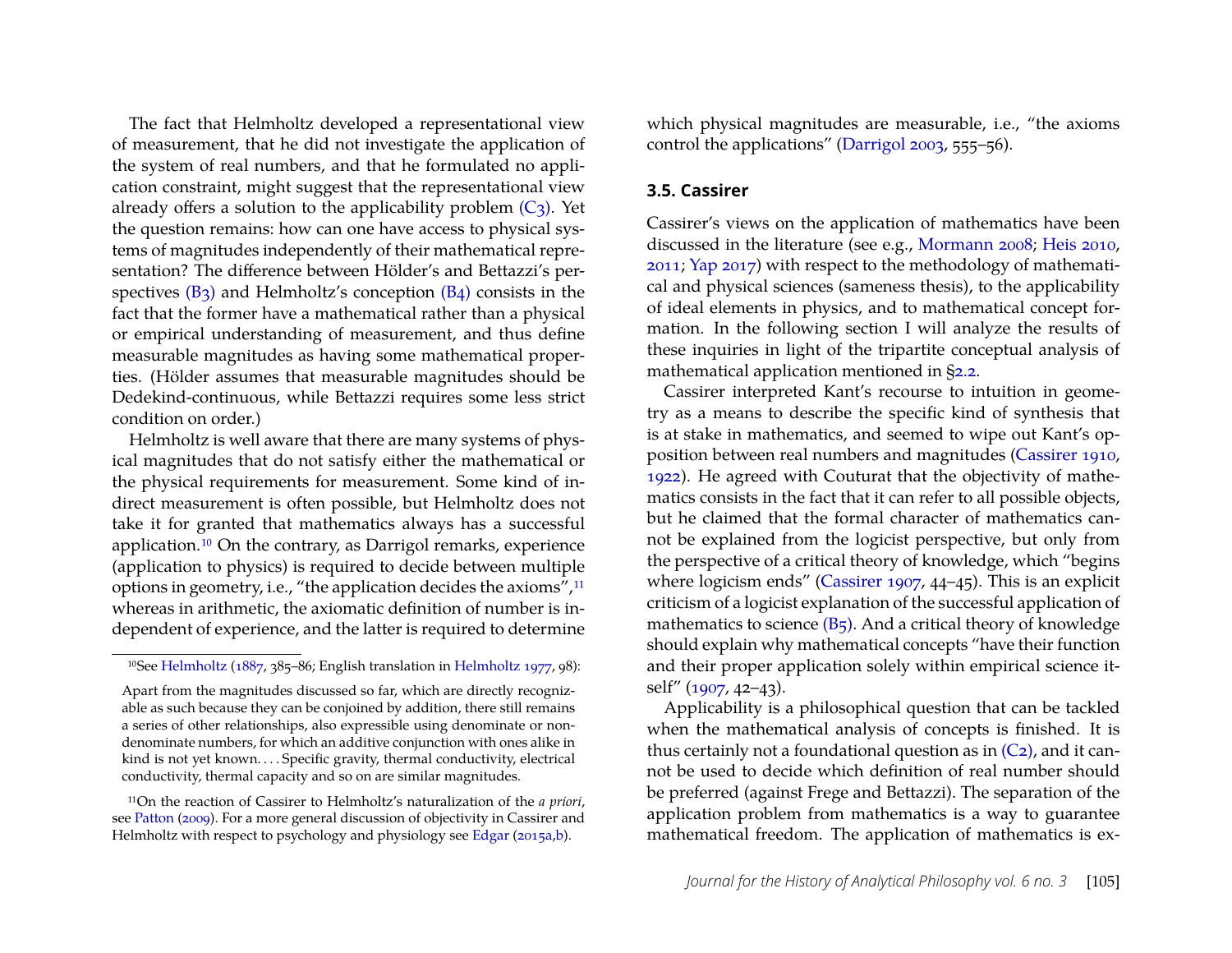The fact that Helmholtz developed a representational view of measurement, that he did not investigate the application of the system of real numbers, and that he formulated no application constraint, might suggest that the representational view already offers a solution to the applicability problem (C3). Yet the question remains: how can one have access to physical systems of magnitudes independently of their mathematical representation? The difference between Hölder's and Bettazzi's perspectives (B3) and Helmholtz's conception (B4) consists in the fact that the former have a mathematical rather than a physical or empirical understanding of measurement, and thus define measurable magnitudes as having some mathematical properties. (Hölder assumes that measurable magnitudes should be Dedekind-continuous, while Bettazzi requires some less strict condition on order.)

Helmholtz is well aware that there are many systems of physical magnitudes that do not satisfy either the mathematical or the physical requirements for measurement. Some kind of indirect measurement is often possible, but Helmholtz does not take it for granted that mathematics always has a successful application.[10] On the contrary, as Darrigol remarks, experience (application to physics) is required to decide between multiple options in geometry, i.e., "the application decides the axioms",[11] whereas in arithmetic, the axiomatic definition of number is independent of experience, and the latter is required to determine which physical magnitudes are measurable, i.e., "the axioms control the applications" (Darrigol 2003, 555–56).

### 3.5. Cassirer

Cassirer's views on the application of mathematics have been discussed in the literature (see e.g., Mormann 2008; Heis 2010, 2011; Yap 2017) with respect to the methodology of mathematical and physical sciences (sameness thesis), to the applicability of ideal elements in physics, and to mathematical concept formation. In the following section I will analyze the results of these inquiries in light of the tripartite conceptual analysis of mathematical application mentioned in §2.2.

Cassirer interpreted Kant's recourse to intuition in geometry as a means to describe the specific kind of synthesis that is at stake in mathematics, and seemed to wipe out Kant's opposition between real numbers and magnitudes (Cassirer 1910, 1922). He agreed with Couturat that the objectivity of mathematics consists in the fact that it can refer to all possible objects, but he claimed that the formal character of mathematics cannot be explained from the logicist perspective, but only from the perspective of a critical theory of knowledge, which "begins where logicism ends" (Cassirer 1907, 44–45). This is an explicit criticism of a logicist explanation of the successful application of mathematics to science (B5). And a critical theory of knowledge should explain why mathematical concepts "have their function and their proper application solely within empirical science itself" (1907, 42–43).

Applicability is a philosophical question that can be tackled when the mathematical analysis of concepts is finished. It is thus certainly not a foundational question as in (C2), and it cannot be used to decide which definition of real number should be preferred (against Frege and Bettazzi). The separation of the application problem from mathematics is a way to guarantee mathematical freedom. The application of mathematics is ex-

---

[10] See Helmholtz (1887, 385–86; English translation in Helmholtz 1977, 98):

> Apart from the magnitudes discussed so far, which are directly recognizable as such because they can be conjoined by addition, there still remains a series of other relationships, also expressible using denominate or non-denominate numbers, for which an additive conjunction with ones alike in kind is not yet known. . . . Specific gravity, thermal conductivity, electrical conductivity, thermal capacity and so on are similar magnitudes.

[11] On the reaction of Cassirer to Helmholtz's naturalization of the *a priori*, see Patton (2009). For a more general discussion of objectivity in Cassirer and Helmholtz with respect to psychology and physiology see Edgar (2015a,b).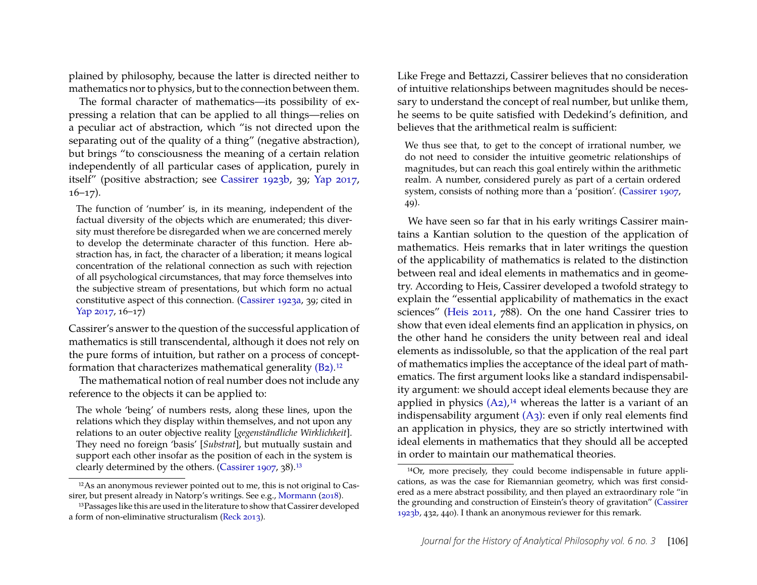plained by philosophy, because the latter is directed neither to mathematics nor to physics, but to the connection between them.

The formal character of mathematics—its possibility of expressing a relation that can be applied to all things—relies on a peculiar act of abstraction, which "is not directed upon the separating out of the quality of a thing" (negative abstraction), but brings "to consciousness the meaning of a certain relation independently of all particular cases of application, purely in itself" (positive abstraction; see Cassirer 1923b, 39; Yap 2017, 16–17).

> The function of 'number' is, in its meaning, independent of the factual diversity of the objects which are enumerated; this diversity must therefore be disregarded when we are concerned merely to develop the determinate character of this function. Here abstraction has, in fact, the character of a liberation; it means logical concentration of the relational connection as such with rejection of all psychological circumstances, that may force themselves into the subjective stream of presentations, but which form no actual constitutive aspect of this connection. (Cassirer 1923a, 39; cited in Yap 2017, 16–17)

Cassirer's answer to the question of the successful application of mathematics is still transcendental, although it does not rely on the pure forms of intuition, but rather on a process of concept-formation that characterizes mathematical generality (B2).[12]

The mathematical notion of real number does not include any reference to the objects it can be applied to:

> The whole 'being' of numbers rests, along these lines, upon the relations which they display within themselves, and not upon any relations to an outer objective reality [*gegenständliche Wirklichkeit*]. They need no foreign 'basis' [*Substrat*], but mutually sustain and support each other insofar as the position of each in the system is clearly determined by the others. (Cassirer 1907, 38).[13]

Like Frege and Bettazzi, Cassirer believes that no consideration of intuitive relationships between magnitudes should be necessary to understand the concept of real number, but unlike them, he seems to be quite satisfied with Dedekind's definition, and believes that the arithmetical realm is sufficient:

> We thus see that, to get to the concept of irrational number, we do not need to consider the intuitive geometric relationships of magnitudes, but can reach this goal entirely within the arithmetic realm. A number, considered purely as part of a certain ordered system, consists of nothing more than a 'position'. (Cassirer 1907, 49).

We have seen so far that in his early writings Cassirer maintains a Kantian solution to the question of the application of mathematics. Heis remarks that in later writings the question of the applicability of mathematics is related to the distinction between real and ideal elements in mathematics and in geometry. According to Heis, Cassirer developed a twofold strategy to explain the "essential applicability of mathematics in the exact sciences" (Heis 2011, 788). On the one hand Cassirer tries to show that even ideal elements find an application in physics, on the other hand he considers the unity between real and ideal elements as indissoluble, so that the application of the real part of mathematics implies the acceptance of the ideal part of mathematics. The first argument looks like a standard indispensability argument: we should accept ideal elements because they are applied in physics (A2),[14] whereas the latter is a variant of an indispensability argument (A3): even if only real elements find an application in physics, they are so strictly intertwined with ideal elements in mathematics that they should all be accepted in order to maintain our mathematical theories.

---

[12] As an anonymous reviewer pointed out to me, this is not original to Cassirer, but present already in Natorp's writings. See e.g., Mormann (2018).

[13] Passages like this are used in the literature to show that Cassirer developed a form of non-eliminative structuralism (Reck 2013).

[14] Or, more precisely, they could become indispensable in future applications, as was the case for Riemannian geometry, which was first considered as a mere abstract possibility, and then played an extraordinary role "in the grounding and construction of Einstein's theory of gravitation" (Cassirer 1923b, 432, 440). I thank an anonymous reviewer for this remark.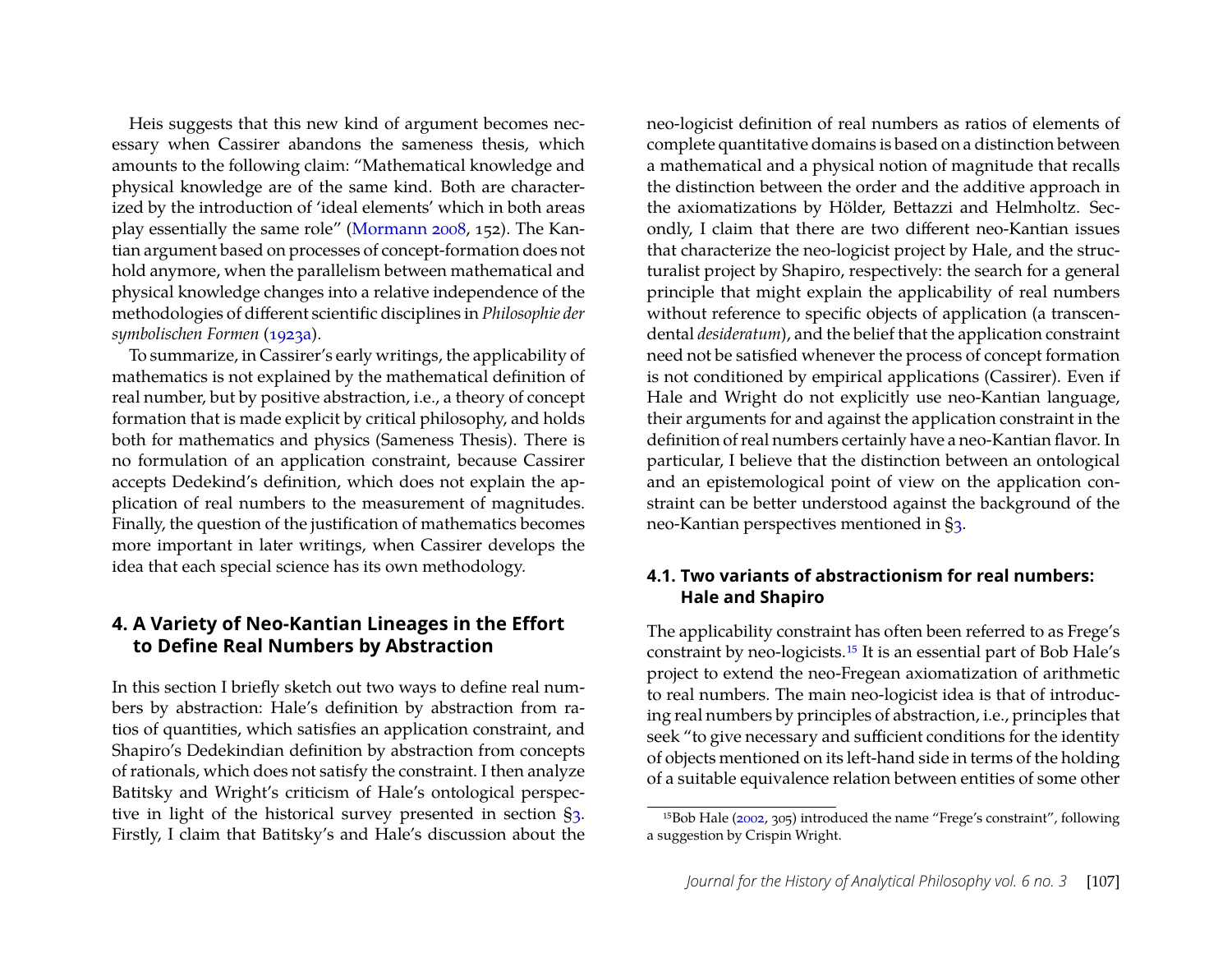Heis suggests that this new kind of argument becomes necessary when Cassirer abandons the sameness thesis, which amounts to the following claim: "Mathematical knowledge and physical knowledge are of the same kind. Both are characterized by the introduction of 'ideal elements' which in both areas play essentially the same role" (Mormann 2008, 152). The Kantian argument based on processes of concept-formation does not hold anymore, when the parallelism between mathematical and physical knowledge changes into a relative independence of the methodologies of different scientific disciplines in *Philosophie der symbolischen Formen* (1923a).

To summarize, in Cassirer's early writings, the applicability of mathematics is not explained by the mathematical definition of real number, but by positive abstraction, i.e., a theory of concept formation that is made explicit by critical philosophy, and holds both for mathematics and physics (Sameness Thesis). There is no formulation of an application constraint, because Cassirer accepts Dedekind's definition, which does not explain the application of real numbers to the measurement of magnitudes. Finally, the question of the justification of mathematics becomes more important in later writings, when Cassirer develops the idea that each special science has its own methodology.

## 4. A Variety of Neo-Kantian Lineages in the Effort to Define Real Numbers by Abstraction

In this section I briefly sketch out two ways to define real numbers by abstraction: Hale's definition by abstraction from ratios of quantities, which satisfies an application constraint, and Shapiro's Dedekindian definition by abstraction from concepts of rationals, which does not satisfy the constraint. I then analyze Batitsky and Wright's criticism of Hale's ontological perspective in light of the historical survey presented in section §3. Firstly, I claim that Batitsky's and Hale's discussion about the neo-logicist definition of real numbers as ratios of elements of complete quantitative domains is based on a distinction between a mathematical and a physical notion of magnitude that recalls the distinction between the order and the additive approach in the axiomatizations by Hölder, Bettazzi and Helmholtz. Secondly, I claim that there are two different neo-Kantian issues that characterize the neo-logicist project by Hale, and the structuralist project by Shapiro, respectively: the search for a general principle that might explain the applicability of real numbers without reference to specific objects of application (a transcendental *desideratum*), and the belief that the application constraint need not be satisfied whenever the process of concept formation is not conditioned by empirical applications (Cassirer). Even if Hale and Wright do not explicitly use neo-Kantian language, their arguments for and against the application constraint in the definition of real numbers certainly have a neo-Kantian flavor. In particular, I believe that the distinction between an ontological and an epistemological point of view on the application constraint can be better understood against the background of the neo-Kantian perspectives mentioned in §3.

### 4.1. Two variants of abstractionism for real numbers: Hale and Shapiro

The applicability constraint has often been referred to as Frege's constraint by neo-logicists.[15] It is an essential part of Bob Hale's project to extend the neo-Fregean axiomatization of arithmetic to real numbers. The main neo-logicist idea is that of introducing real numbers by principles of abstraction, i.e., principles that seek "to give necessary and sufficient conditions for the identity of objects mentioned on its left-hand side in terms of the holding of a suitable equivalence relation between entities of some other

[15] Bob Hale (2002, 305) introduced the name "Frege's constraint", following a suggestion by Crispin Wright.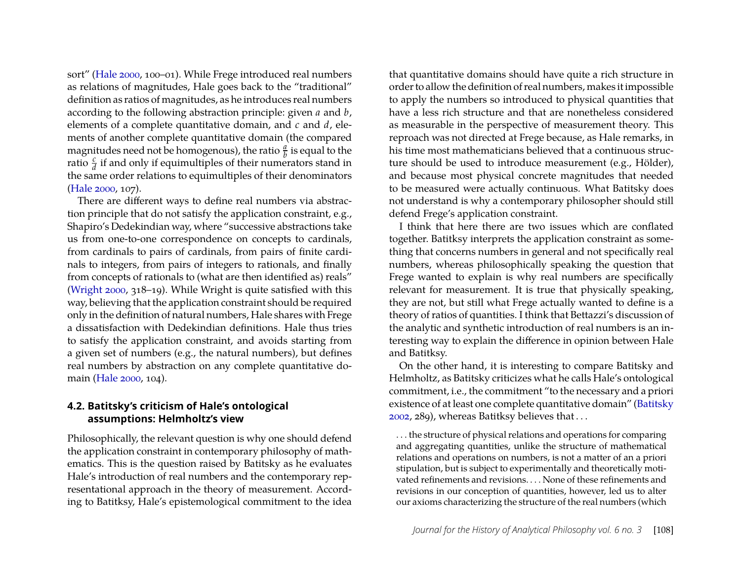sort" (Hale 2000, 100–01). While Frege introduced real numbers as relations of magnitudes, Hale goes back to the "traditional" definition as ratios of magnitudes, as he introduces real numbers according to the following abstraction principle: given $a$ and $b$, elements of a complete quantitative domain, and $c$ and $d$, elements of another complete quantitative domain (the compared magnitudes need not be homogenous), the ratio $\frac{a}{b}$ is equal to the ratio $\frac{c}{d}$ if and only if equimultiples of their numerators stand in the same order relations to equimultiples of their denominators (Hale 2000, 107).

There are different ways to define real numbers via abstraction principle that do not satisfy the application constraint, e.g., Shapiro's Dedekindian way, where "successive abstractions take us from one-to-one correspondence on concepts to cardinals, from cardinals to pairs of cardinals, from pairs of finite cardinals to integers, from pairs of integers to rationals, and finally from concepts of rationals to (what are then identified as) reals" (Wright 2000, 318–19). While Wright is quite satisfied with this way, believing that the application constraint should be required only in the definition of natural numbers, Hale shares with Frege a dissatisfaction with Dedekindian definitions. Hale thus tries to satisfy the application constraint, and avoids starting from a given set of numbers (e.g., the natural numbers), but defines real numbers by abstraction on any complete quantitative domain (Hale 2000, 104).

## 4.2. Batitsky's criticism of Hale's ontological assumptions: Helmholtz's view

Philosophically, the relevant question is why one should defend the application constraint in contemporary philosophy of mathematics. This is the question raised by Batitsky as he evaluates Hale's introduction of real numbers and the contemporary representational approach in the theory of measurement. According to Batitksy, Hale's epistemological commitment to the idea that quantitative domains should have quite a rich structure in order to allow the definition of real numbers, makes it impossible to apply the numbers so introduced to physical quantities that have a less rich structure and that are nonetheless considered as measurable in the perspective of measurement theory. This reproach was not directed at Frege because, as Hale remarks, in his time most mathematicians believed that a continuous structure should be used to introduce measurement (e.g., Hölder), and because most physical concrete magnitudes that needed to be measured were actually continuous. What Batitsky does not understand is why a contemporary philosopher should still defend Frege's application constraint.

I think that here there are two issues which are conflated together. Batitksy interprets the application constraint as something that concerns numbers in general and not specifically real numbers, whereas philosophically speaking the question that Frege wanted to explain is why real numbers are specifically relevant for measurement. It is true that physically speaking, they are not, but still what Frege actually wanted to define is a theory of ratios of quantities. I think that Bettazzi's discussion of the analytic and synthetic introduction of real numbers is an interesting way to explain the difference in opinion between Hale and Batitksy.

On the other hand, it is interesting to compare Batitsky and Helmholtz, as Batitsky criticizes what he calls Hale's ontological commitment, i.e., the commitment "to the necessary and a priori existence of at least one complete quantitative domain" (Batitsky 2002, 289), whereas Batitksy believes that . . .

> . . . the structure of physical relations and operations for comparing and aggregating quantities, unlike the structure of mathematical relations and operations on numbers, is not a matter of an a priori stipulation, but is subject to experimentally and theoretically motivated refinements and revisions. . . . None of these refinements and revisions in our conception of quantities, however, led us to alter our axioms characterizing the structure of the real numbers (which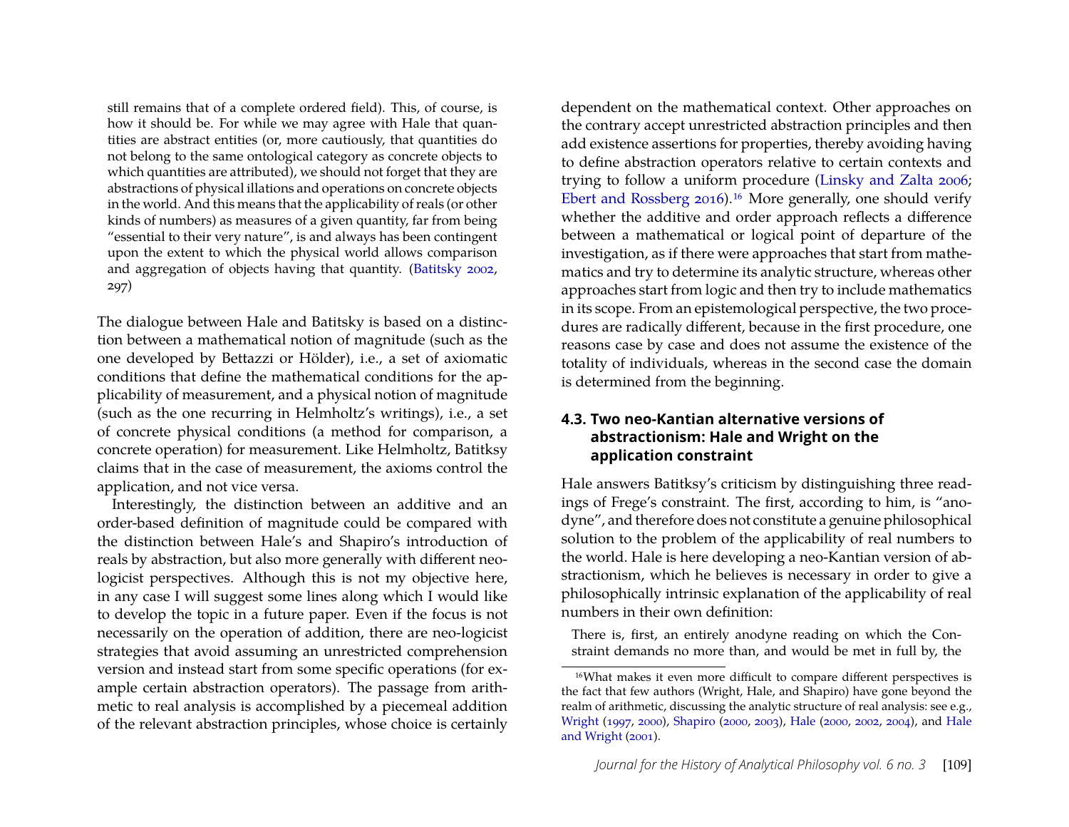still remains that of a complete ordered field). This, of course, is how it should be. For while we may agree with Hale that quantities are abstract entities (or, more cautiously, that quantities do not belong to the same ontological category as concrete objects to which quantities are attributed), we should not forget that they are abstractions of physical illations and operations on concrete objects in the world. And this means that the applicability of reals (or other kinds of numbers) as measures of a given quantity, far from being "essential to their very nature", is and always has been contingent upon the extent to which the physical world allows comparison and aggregation of objects having that quantity. (Batitsky 2002, 297)

The dialogue between Hale and Batitsky is based on a distinction between a mathematical notion of magnitude (such as the one developed by Bettazzi or Hölder), i.e., a set of axiomatic conditions that define the mathematical conditions for the applicability of measurement, and a physical notion of magnitude (such as the one recurring in Helmholtz's writings), i.e., a set of concrete physical conditions (a method for comparison, a concrete operation) for measurement. Like Helmholtz, Batitksy claims that in the case of measurement, the axioms control the application, and not vice versa.

Interestingly, the distinction between an additive and an order-based definition of magnitude could be compared with the distinction between Hale's and Shapiro's introduction of reals by abstraction, but also more generally with different neologicist perspectives. Although this is not my objective here, in any case I will suggest some lines along which I would like to develop the topic in a future paper. Even if the focus is not necessarily on the operation of addition, there are neo-logicist strategies that avoid assuming an unrestricted comprehension version and instead start from some specific operations (for example certain abstraction operators). The passage from arithmetic to real analysis is accomplished by a piecemeal addition of the relevant abstraction principles, whose choice is certainly dependent on the mathematical context. Other approaches on the contrary accept unrestricted abstraction principles and then add existence assertions for properties, thereby avoiding having to define abstraction operators relative to certain contexts and trying to follow a uniform procedure (Linsky and Zalta 2006; Ebert and Rossberg 2016).[16] More generally, one should verify whether the additive and order approach reflects a difference between a mathematical or logical point of departure of the investigation, as if there were approaches that start from mathematics and try to determine its analytic structure, whereas other approaches start from logic and then try to include mathematics in its scope. From an epistemological perspective, the two procedures are radically different, because in the first procedure, one reasons case by case and does not assume the existence of the totality of individuals, whereas in the second case the domain is determined from the beginning.

### 4.3. Two neo-Kantian alternative versions of abstractionism: Hale and Wright on the application constraint

Hale answers Batitksy's criticism by distinguishing three readings of Frege's constraint. The first, according to him, is "anodyne", and therefore does not constitute a genuine philosophical solution to the problem of the applicability of real numbers to the world. Hale is here developing a neo-Kantian version of abstractionism, which he believes is necessary in order to give a philosophically intrinsic explanation of the applicability of real numbers in their own definition:

There is, first, an entirely anodyne reading on which the Constraint demands no more than, and would be met in full by, the

[16] What makes it even more difficult to compare different perspectives is the fact that few authors (Wright, Hale, and Shapiro) have gone beyond the realm of arithmetic, discussing the analytic structure of real analysis: see e.g., Wright (1997, 2000), Shapiro (2000, 2003), Hale (2000, 2002, 2004), and Hale and Wright (2001).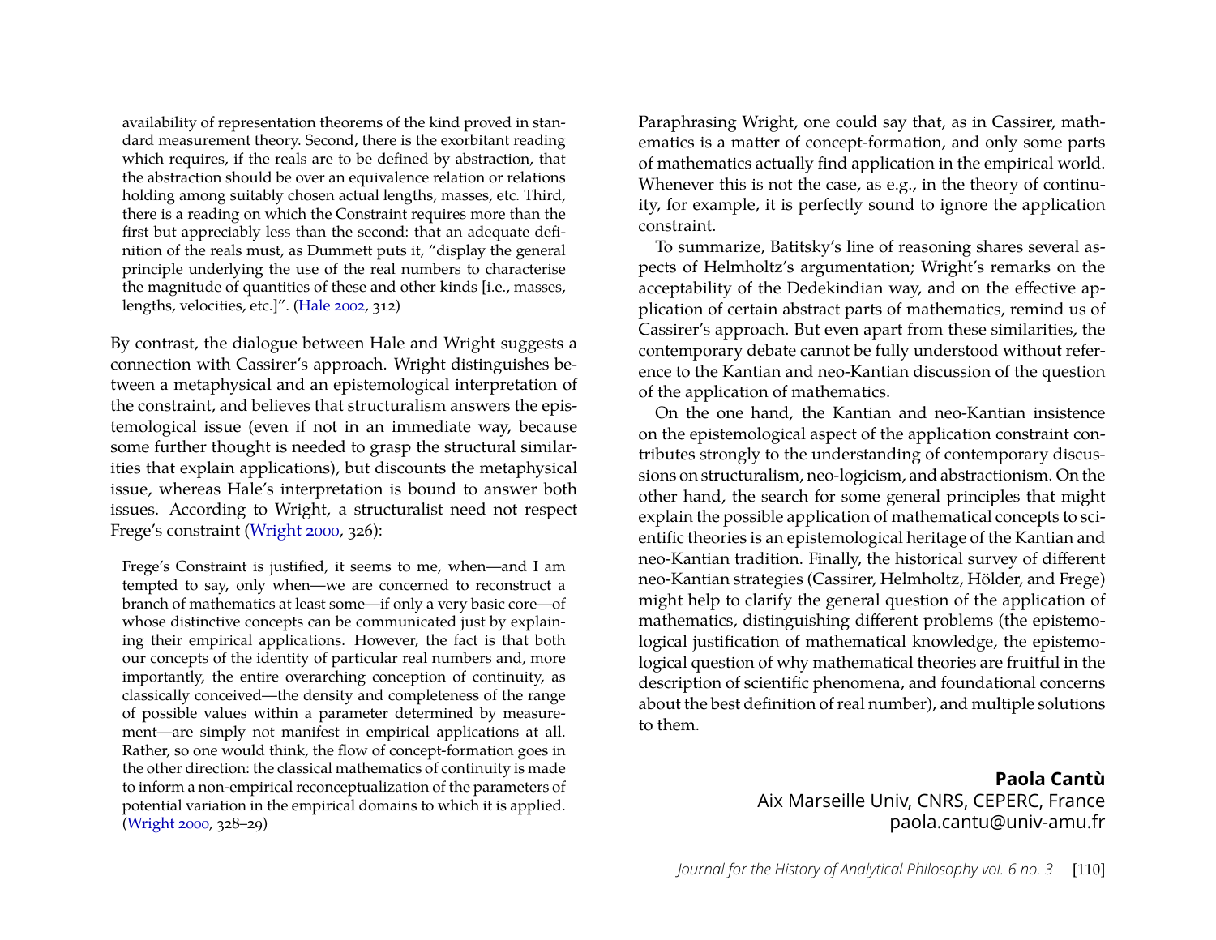> availability of representation theorems of the kind proved in standard measurement theory. Second, there is the exorbitant reading which requires, if the reals are to be defined by abstraction, that the abstraction should be over an equivalence relation or relations holding among suitably chosen actual lengths, masses, etc. Third, there is a reading on which the Constraint requires more than the first but appreciably less than the second: that an adequate definition of the reals must, as Dummett puts it, "display the general principle underlying the use of the real numbers to characterise the magnitude of quantities of these and other kinds [i.e., masses, lengths, velocities, etc.]". (Hale 2002, 312)

By contrast, the dialogue between Hale and Wright suggests a connection with Cassirer's approach. Wright distinguishes between a metaphysical and an epistemological interpretation of the constraint, and believes that structuralism answers the epistemological issue (even if not in an immediate way, because some further thought is needed to grasp the structural similarities that explain applications), but discounts the metaphysical issue, whereas Hale's interpretation is bound to answer both issues. According to Wright, a structuralist need not respect Frege's constraint (Wright 2000, 326):

> Frege's Constraint is justified, it seems to me, when—and I am tempted to say, only when—we are concerned to reconstruct a branch of mathematics at least some—if only a very basic core—of whose distinctive concepts can be communicated just by explaining their empirical applications. However, the fact is that both our concepts of the identity of particular real numbers and, more importantly, the entire overarching conception of continuity, as classically conceived—the density and completeness of the range of possible values within a parameter determined by measurement—are simply not manifest in empirical applications at all. Rather, so one would think, the flow of concept-formation goes in the other direction: the classical mathematics of continuity is made to inform a non-empirical reconceptualization of the parameters of potential variation in the empirical domains to which it is applied. (Wright 2000, 328–29)

Paraphrasing Wright, one could say that, as in Cassirer, mathematics is a matter of concept-formation, and only some parts of mathematics actually find application in the empirical world. Whenever this is not the case, as e.g., in the theory of continuity, for example, it is perfectly sound to ignore the application constraint.

To summarize, Batitsky's line of reasoning shares several aspects of Helmholtz's argumentation; Wright's remarks on the acceptability of the Dedekindian way, and on the effective application of certain abstract parts of mathematics, remind us of Cassirer's approach. But even apart from these similarities, the contemporary debate cannot be fully understood without reference to the Kantian and neo-Kantian discussion of the question of the application of mathematics.

On the one hand, the Kantian and neo-Kantian insistence on the epistemological aspect of the application constraint contributes strongly to the understanding of contemporary discussions on structuralism, neo-logicism, and abstractionism. On the other hand, the search for some general principles that might explain the possible application of mathematical concepts to scientific theories is an epistemological heritage of the Kantian and neo-Kantian tradition. Finally, the historical survey of different neo-Kantian strategies (Cassirer, Helmholtz, Hölder, and Frege) might help to clarify the general question of the application of mathematics, distinguishing different problems (the epistemological justification of mathematical knowledge, the epistemological question of why mathematical theories are fruitful in the description of scientific phenomena, and foundational concerns about the best definition of real number), and multiple solutions to them.

**Paola Cantù**
Aix Marseille Univ, CNRS, CEPERC, France
paola.cantu@univ-amu.fr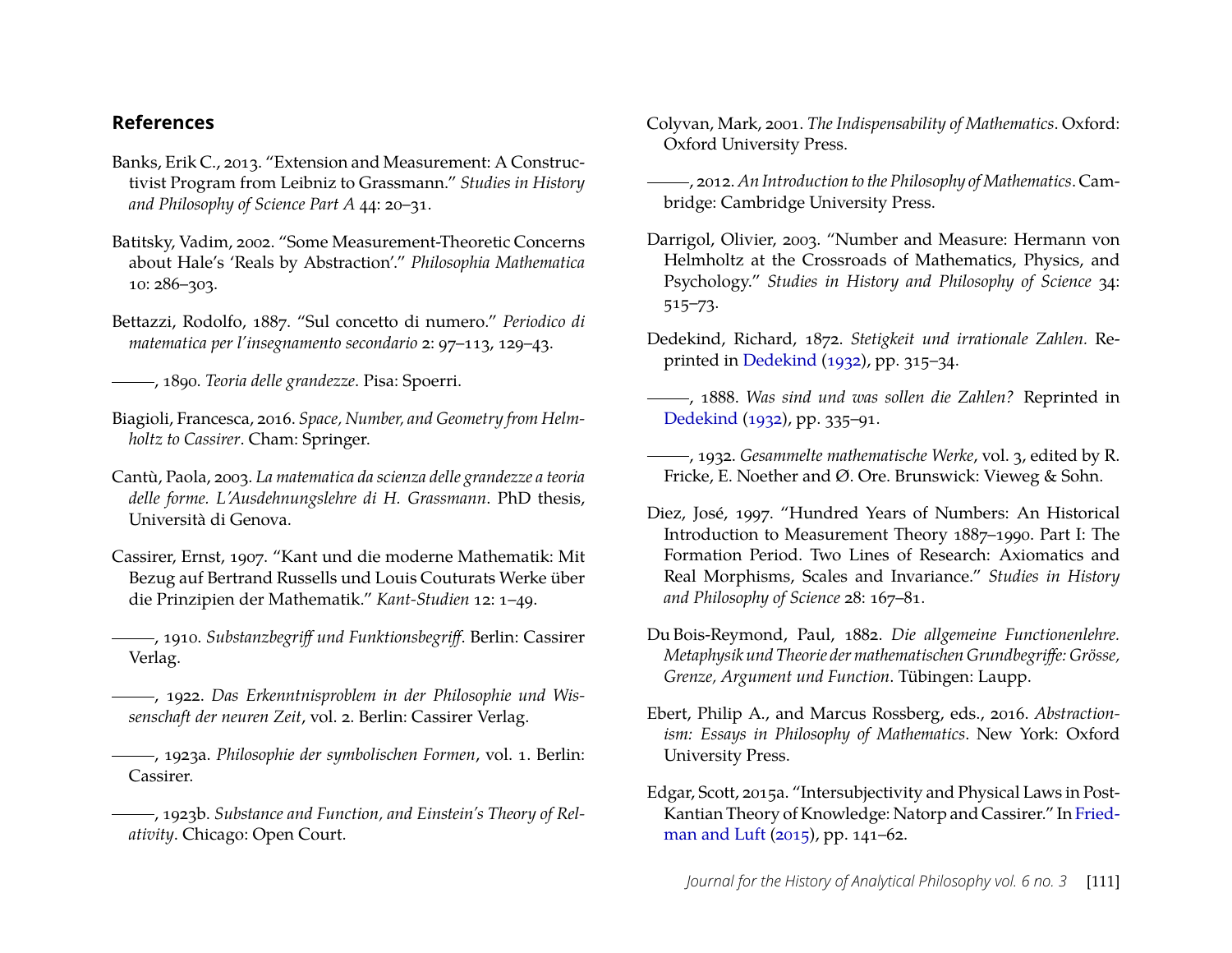## References

Banks, Erik C., 2013. "Extension and Measurement: A Constructivist Program from Leibniz to Grassmann." *Studies in History and Philosophy of Science Part A* 44: 20–31.

Batitsky, Vadim, 2002. "Some Measurement-Theoretic Concerns about Hale's 'Reals by Abstraction'." *Philosophia Mathematica* 10: 286–303.

Bettazzi, Rodolfo, 1887. "Sul concetto di numero." *Periodico di matematica per l'insegnamento secondario* 2: 97–113, 129–43.

———, 1890. *Teoria delle grandezze*. Pisa: Spoerri.

Biagioli, Francesca, 2016. *Space, Number, and Geometry from Helmholtz to Cassirer*. Cham: Springer.

Cantù, Paola, 2003. *La matematica da scienza delle grandezze a teoria delle forme. L'Ausdehnungslehre di H. Grassmann*. PhD thesis, Università di Genova.

Cassirer, Ernst, 1907. "Kant und die moderne Mathematik: Mit Bezug auf Bertrand Russells und Louis Couturats Werke über die Prinzipien der Mathematik." *Kant-Studien* 12: 1–49.

———, 1910. *Substanzbegriff und Funktionsbegriff*. Berlin: Cassirer Verlag.

———, 1922. *Das Erkenntnisproblem in der Philosophie und Wissenschaft der neuren Zeit*, vol. 2. Berlin: Cassirer Verlag.

———, 1923a. *Philosophie der symbolischen Formen*, vol. 1. Berlin: Cassirer.

———, 1923b. *Substance and Function, and Einstein's Theory of Relativity*. Chicago: Open Court.

Colyvan, Mark, 2001. *The Indispensability of Mathematics*. Oxford: Oxford University Press.

———, 2012. *An Introduction to the Philosophy of Mathematics*. Cambridge: Cambridge University Press.

Darrigol, Olivier, 2003. "Number and Measure: Hermann von Helmholtz at the Crossroads of Mathematics, Physics, and Psychology." *Studies in History and Philosophy of Science* 34: 515–73.

Dedekind, Richard, 1872. *Stetigkeit und irrationale Zahlen.* Reprinted in Dedekind (1932), pp. 315–34.

———, 1888. *Was sind und was sollen die Zahlen?* Reprinted in Dedekind (1932), pp. 335–91.

———, 1932. *Gesammelte mathematische Werke*, vol. 3, edited by R. Fricke, E. Noether and Ø. Ore. Brunswick: Vieweg & Sohn.

Diez, José, 1997. "Hundred Years of Numbers: An Historical Introduction to Measurement Theory 1887–1990. Part I: The Formation Period. Two Lines of Research: Axiomatics and Real Morphisms, Scales and Invariance." *Studies in History and Philosophy of Science* 28: 167–81.

Du Bois-Reymond, Paul, 1882. *Die allgemeine Functionenlehre. Metaphysik und Theorie der mathematischen Grundbegriffe: Grösse, Grenze, Argument und Function*. Tübingen: Laupp.

Ebert, Philip A., and Marcus Rossberg, eds., 2016. *Abstractionism: Essays in Philosophy of Mathematics*. New York: Oxford University Press.

Edgar, Scott, 2015a. "Intersubjectivity and Physical Laws in Post-Kantian Theory of Knowledge: Natorp and Cassirer." In Friedman and Luft (2015), pp. 141–62.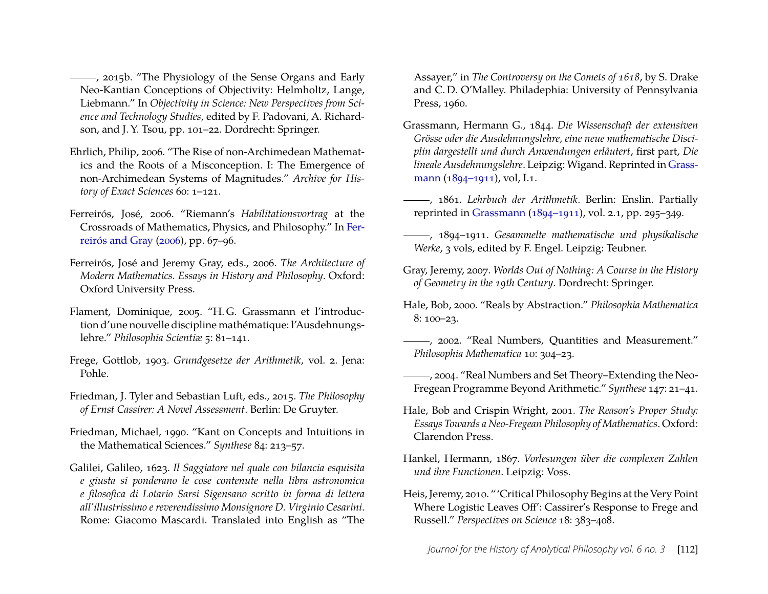———, 2015b. "The Physiology of the Sense Organs and Early Neo-Kantian Conceptions of Objectivity: Helmholtz, Lange, Liebmann." In *Objectivity in Science: New Perspectives from Science and Technology Studies*, edited by F. Padovani, A. Richardson, and J. Y. Tsou, pp. 101–22. Dordrecht: Springer.

Ehrlich, Philip, 2006. "The Rise of non-Archimedean Mathematics and the Roots of a Misconception. I: The Emergence of non-Archimedean Systems of Magnitudes." *Archive for History of Exact Sciences* 60: 1–121.

Ferreirós, José, 2006. "Riemann's *Habilitationsvortrag* at the Crossroads of Mathematics, Physics, and Philosophy." In Ferreirós and Gray (2006), pp. 67–96.

Ferreirós, José and Jeremy Gray, eds., 2006. *The Architecture of Modern Mathematics. Essays in History and Philosophy*. Oxford: Oxford University Press.

Flament, Dominique, 2005. "H. G. Grassmann et l'introduction d'une nouvelle discipline mathématique: l'Ausdehnungslehre." *Philosophia Scientiæ* 5: 81–141.

Frege, Gottlob, 1903. *Grundgesetze der Arithmetik*, vol. 2. Jena: Pohle.

Friedman, J. Tyler and Sebastian Luft, eds., 2015. *The Philosophy of Ernst Cassirer: A Novel Assessment*. Berlin: De Gruyter.

Friedman, Michael, 1990. "Kant on Concepts and Intuitions in the Mathematical Sciences." *Synthese* 84: 213–57.

Galilei, Galileo, 1623. *Il Saggiatore nel quale con bilancia esquisita e giusta si ponderano le cose contenute nella libra astronomica e filosofica di Lotario Sarsi Sigensano scritto in forma di lettera all'illustrissimo e reverendissimo Monsignore D. Virginio Cesarini*. Rome: Giacomo Mascardi. Translated into English as "The Assayer," in *The Controversy on the Comets of 1618*, by S. Drake and C. D. O'Malley. Philadephia: University of Pennsylvania Press, 1960.

Grassmann, Hermann G., 1844. *Die Wissenschaft der extensiven Grösse oder die Ausdehnungslehre, eine neue mathematische Disciplin dargestellt und durch Anwendungen erläutert*, first part, *Die lineale Ausdehnungslehre*. Leipzig: Wigand. Reprinted in Grassmann (1894–1911), vol, I.1.

———, 1861. *Lehrbuch der Arithmetik*. Berlin: Enslin. Partially reprinted in Grassmann (1894–1911), vol. 2.1, pp. 295–349.

———, 1894–1911. *Gesammelte mathematische und physikalische Werke*, 3 vols, edited by F. Engel. Leipzig: Teubner.

Gray, Jeremy, 2007. *Worlds Out of Nothing: A Course in the History of Geometry in the 19th Century*. Dordrecht: Springer.

Hale, Bob, 2000. "Reals by Abstraction." *Philosophia Mathematica* 8: 100–23.

———, 2002. "Real Numbers, Quantities and Measurement." *Philosophia Mathematica* 10: 304–23.

———, 2004. "Real Numbers and Set Theory–Extending the Neo-Fregean Programme Beyond Arithmetic." *Synthese* 147: 21–41.

Hale, Bob and Crispin Wright, 2001. *The Reason's Proper Study: Essays Towards a Neo-Fregean Philosophy of Mathematics*. Oxford: Clarendon Press.

Hankel, Hermann, 1867. *Vorlesungen über die complexen Zahlen und ihre Functionen*. Leipzig: Voss.

Heis, Jeremy, 2010. "'Critical Philosophy Begins at the Very Point Where Logistic Leaves Off': Cassirer's Response to Frege and Russell." *Perspectives on Science* 18: 383–408.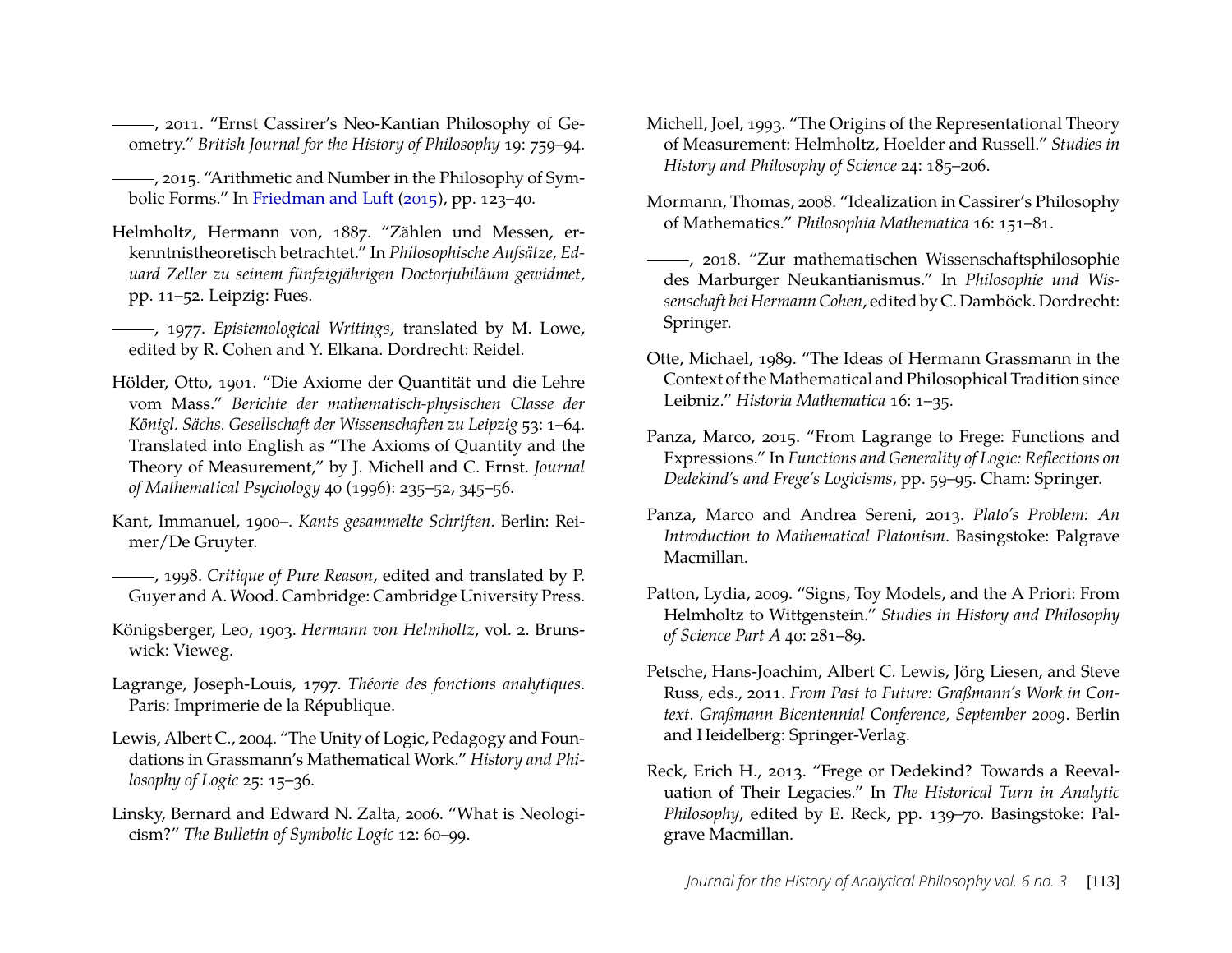———, 2011. "Ernst Cassirer's Neo-Kantian Philosophy of Geometry." *British Journal for the History of Philosophy* 19: 759–94.

———, 2015. "Arithmetic and Number in the Philosophy of Symbolic Forms." In Friedman and Luft (2015), pp. 123–40.

Helmholtz, Hermann von, 1887. "Zählen und Messen, erkenntnistheoretisch betrachtet." In *Philosophische Aufsätze, Eduard Zeller zu seinem fünfzigjährigen Doctorjubiläum gewidmet*, pp. 11–52. Leipzig: Fues.

———, 1977. *Epistemological Writings*, translated by M. Lowe, edited by R. Cohen and Y. Elkana. Dordrecht: Reidel.

Hölder, Otto, 1901. "Die Axiome der Quantität und die Lehre vom Mass." *Berichte der mathematisch-physischen Classe der Königl. Sächs. Gesellschaft der Wissenschaften zu Leipzig* 53: 1–64. Translated into English as "The Axioms of Quantity and the Theory of Measurement," by J. Michell and C. Ernst. *Journal of Mathematical Psychology* 40 (1996): 235–52, 345–56.

Kant, Immanuel, 1900–. *Kants gesammelte Schriften*. Berlin: Reimer/De Gruyter.

———, 1998. *Critique of Pure Reason*, edited and translated by P. Guyer and A. Wood. Cambridge: Cambridge University Press.

Königsberger, Leo, 1903. *Hermann von Helmholtz*, vol. 2. Brunswick: Vieweg.

Lagrange, Joseph-Louis, 1797. *Théorie des fonctions analytiques*. Paris: Imprimerie de la République.

Lewis, Albert C., 2004. "The Unity of Logic, Pedagogy and Foundations in Grassmann's Mathematical Work." *History and Philosophy of Logic* 25: 15–36.

Linsky, Bernard and Edward N. Zalta, 2006. "What is Neologicism?" *The Bulletin of Symbolic Logic* 12: 60–99.

Michell, Joel, 1993. "The Origins of the Representational Theory of Measurement: Helmholtz, Hoelder and Russell." *Studies in History and Philosophy of Science* 24: 185–206.

Mormann, Thomas, 2008. "Idealization in Cassirer's Philosophy of Mathematics." *Philosophia Mathematica* 16: 151–81.

———, 2018. "Zur mathematischen Wissenschaftsphilosophie des Marburger Neukantianismus." In *Philosophie und Wissenschaft bei Hermann Cohen*, edited by C. Damböck. Dordrecht: Springer.

Otte, Michael, 1989. "The Ideas of Hermann Grassmann in the Context of the Mathematical and Philosophical Tradition since Leibniz." *Historia Mathematica* 16: 1–35.

Panza, Marco, 2015. "From Lagrange to Frege: Functions and Expressions." In *Functions and Generality of Logic: Reflections on Dedekind's and Frege's Logicisms*, pp. 59–95. Cham: Springer.

Panza, Marco and Andrea Sereni, 2013. *Plato's Problem: An Introduction to Mathematical Platonism*. Basingstoke: Palgrave Macmillan.

Patton, Lydia, 2009. "Signs, Toy Models, and the A Priori: From Helmholtz to Wittgenstein." *Studies in History and Philosophy of Science Part A* 40: 281–89.

Petsche, Hans-Joachim, Albert C. Lewis, Jörg Liesen, and Steve Russ, eds., 2011. *From Past to Future: Graßmann's Work in Context. Graßmann Bicentennial Conference, September 2009*. Berlin and Heidelberg: Springer-Verlag.

Reck, Erich H., 2013. "Frege or Dedekind? Towards a Reevaluation of Their Legacies." In *The Historical Turn in Analytic Philosophy*, edited by E. Reck, pp. 139–70. Basingstoke: Palgrave Macmillan.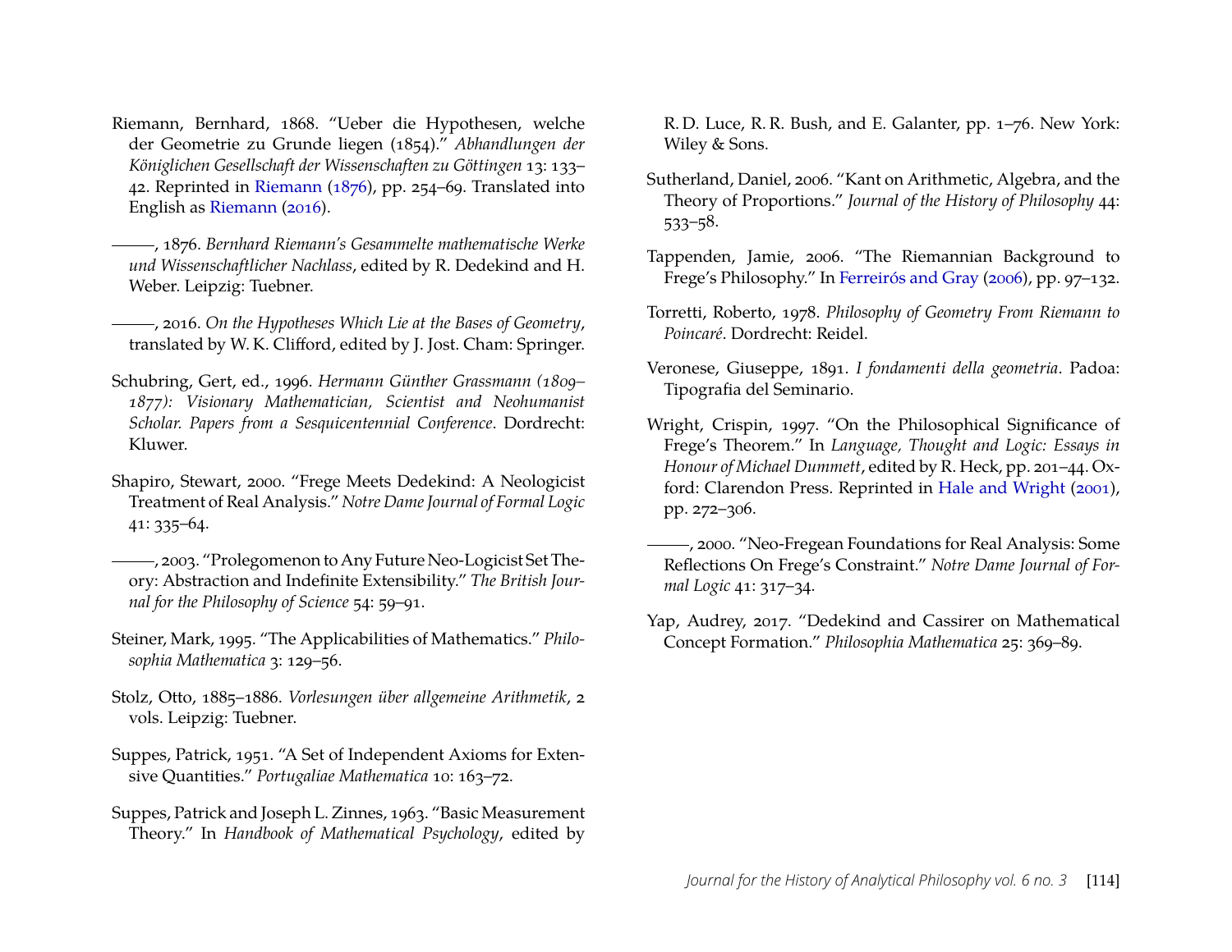Riemann, Bernhard, 1868. "Ueber die Hypothesen, welche der Geometrie zu Grunde liegen (1854)." *Abhandlungen der Königlichen Gesellschaft der Wissenschaften zu Göttingen* 13: 133–42. Reprinted in Riemann (1876), pp. 254–69. Translated into English as Riemann (2016).

———, 1876. *Bernhard Riemann's Gesammelte mathematische Werke und Wissenschaftlicher Nachlass*, edited by R. Dedekind and H. Weber. Leipzig: Tuebner.

———, 2016. *On the Hypotheses Which Lie at the Bases of Geometry*, translated by W. K. Clifford, edited by J. Jost. Cham: Springer.

Schubring, Gert, ed., 1996. *Hermann Günther Grassmann (1809–1877): Visionary Mathematician, Scientist and Neohumanist Scholar. Papers from a Sesquicentennial Conference*. Dordrecht: Kluwer.

Shapiro, Stewart, 2000. "Frege Meets Dedekind: A Neologicist Treatment of Real Analysis." *Notre Dame Journal of Formal Logic* 41: 335–64.

———, 2003. "Prolegomenon to Any Future Neo-Logicist Set Theory: Abstraction and Indefinite Extensibility." *The British Journal for the Philosophy of Science* 54: 59–91.

Steiner, Mark, 1995. "The Applicabilities of Mathematics." *Philosophia Mathematica* 3: 129–56.

Stolz, Otto, 1885–1886. *Vorlesungen über allgemeine Arithmetik*, 2 vols. Leipzig: Tuebner.

Suppes, Patrick, 1951. "A Set of Independent Axioms for Extensive Quantities." *Portugaliae Mathematica* 10: 163–72.

Suppes, Patrick and Joseph L. Zinnes, 1963. "Basic Measurement Theory." In *Handbook of Mathematical Psychology*, edited by R. D. Luce, R. R. Bush, and E. Galanter, pp. 1–76. New York: Wiley & Sons.

Sutherland, Daniel, 2006. "Kant on Arithmetic, Algebra, and the Theory of Proportions." *Journal of the History of Philosophy* 44: 533–58.

Tappenden, Jamie, 2006. "The Riemannian Background to Frege's Philosophy." In Ferreirós and Gray (2006), pp. 97–132.

Torretti, Roberto, 1978. *Philosophy of Geometry From Riemann to Poincaré*. Dordrecht: Reidel.

Veronese, Giuseppe, 1891. *I fondamenti della geometria*. Padoa: Tipografia del Seminario.

Wright, Crispin, 1997. "On the Philosophical Significance of Frege's Theorem." In *Language, Thought and Logic: Essays in Honour of Michael Dummett*, edited by R. Heck, pp. 201–44. Oxford: Clarendon Press. Reprinted in Hale and Wright (2001), pp. 272–306.

———, 2000. "Neo-Fregean Foundations for Real Analysis: Some Reflections On Frege's Constraint." *Notre Dame Journal of Formal Logic* 41: 317–34.

Yap, Audrey, 2017. "Dedekind and Cassirer on Mathematical Concept Formation." *Philosophia Mathematica* 25: 369–89.